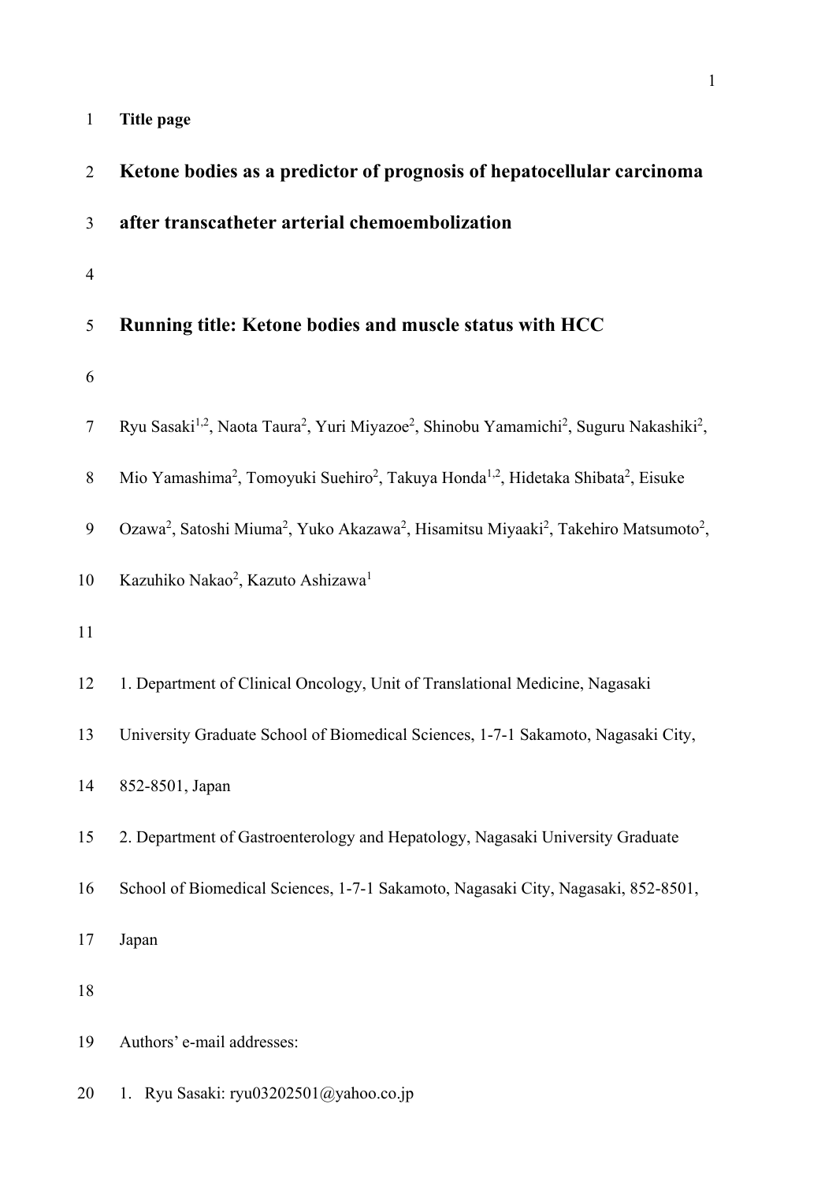**Title page**

# Ketone bodies as a predictor of prognosis of hepatocellular carcinoma after transcatheter arterial chemoembolization

## Running title: Ketone bodies and muscle status with HCC

Ryu Sasaki[1,2], Naota Taura[2], Yuri Miyazoe[2], Shinobu Yamamichi[2], Suguru Nakashiki[2], Mio Yamashima[2], Tomoyuki Suehiro[2], Takuya Honda[1,2], Hidetaka Shibata[2], Eisuke Ozawa[2], Satoshi Miuma[2], Yuko Akazawa[2], Hisamitsu Miyaaki[2], Takehiro Matsumoto[2], Kazuhiko Nakao[2], Kazuto Ashizawa[1]

1. Department of Clinical Oncology, Unit of Translational Medicine, Nagasaki University Graduate School of Biomedical Sciences, 1-7-1 Sakamoto, Nagasaki City, 852-8501, Japan

2. Department of Gastroenterology and Hepatology, Nagasaki University Graduate School of Biomedical Sciences, 1-7-1 Sakamoto, Nagasaki City, Nagasaki, 852-8501, Japan

Authors' e-mail addresses:

1. Ryu Sasaki: ryu03202501@yahoo.co.jp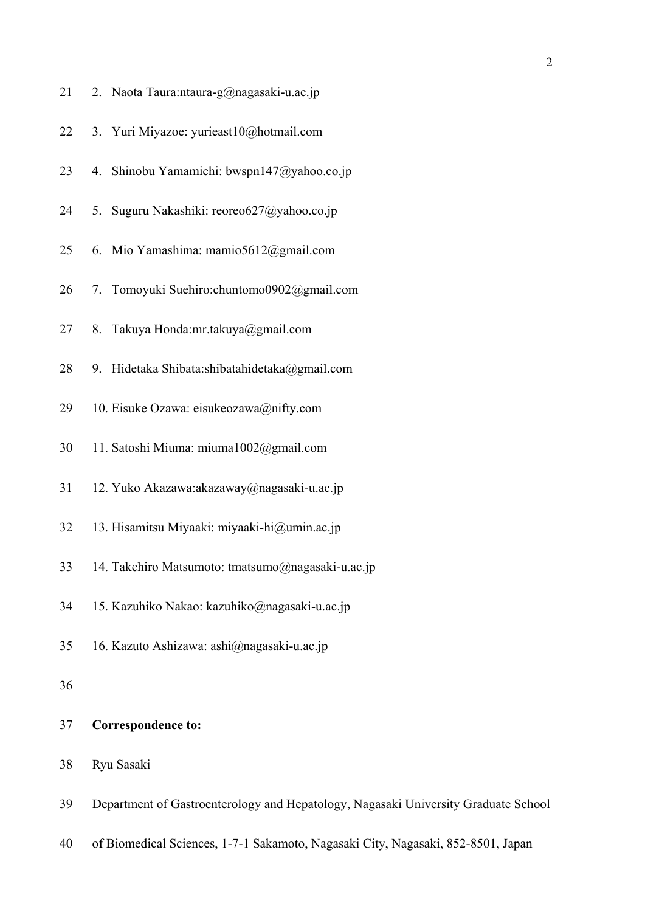2. Naota Taura:ntaura-g@nagasaki-u.ac.jp
3. Yuri Miyazoe: yurieast10@hotmail.com
4. Shinobu Yamamichi: bwspn147@yahoo.co.jp
5. Suguru Nakashiki: reoreo627@yahoo.co.jp
6. Mio Yamashima: mamio5612@gmail.com
7. Tomoyuki Suehiro:chuntomo0902@gmail.com
8. Takuya Honda:mr.takuya@gmail.com
9. Hidetaka Shibata:shibatahidetaka@gmail.com
10. Eisuke Ozawa: eisukeozawa@nifty.com
11. Satoshi Miuma: miuma1002@gmail.com
12. Yuko Akazawa:akazaway@nagasaki-u.ac.jp
13. Hisamitsu Miyaaki: miyaaki-hi@umin.ac.jp
14. Takehiro Matsumoto: tmatsumo@nagasaki-u.ac.jp
15. Kazuhiko Nakao: kazuhiko@nagasaki-u.ac.jp
16. Kazuto Ashizawa: ashi@nagasaki-u.ac.jp

**Correspondence to:**

Ryu Sasaki

Department of Gastroenterology and Hepatology, Nagasaki University Graduate School of Biomedical Sciences, 1-7-1 Sakamoto, Nagasaki City, Nagasaki, 852-8501, Japan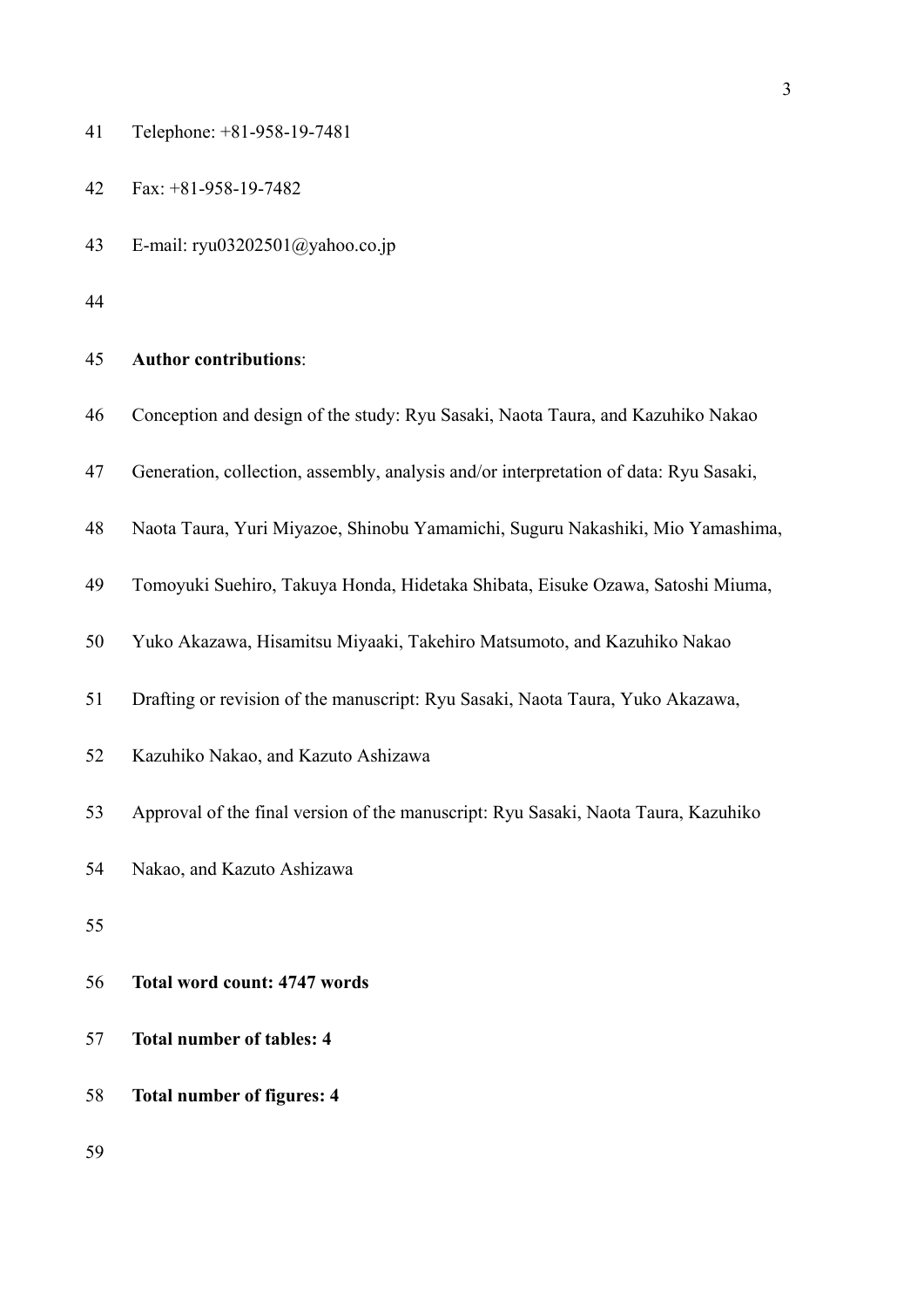Telephone: +81-958-19-7481

Fax: +81-958-19-7482

E-mail: ryu03202501@yahoo.co.jp

**Author contributions**:

Conception and design of the study: Ryu Sasaki, Naota Taura, and Kazuhiko Nakao

Generation, collection, assembly, analysis and/or interpretation of data: Ryu Sasaki, Naota Taura, Yuri Miyazoe, Shinobu Yamamichi, Suguru Nakashiki, Mio Yamashima, Tomoyuki Suehiro, Takuya Honda, Hidetaka Shibata, Eisuke Ozawa, Satoshi Miuma, Yuko Akazawa, Hisamitsu Miyaaki, Takehiro Matsumoto, and Kazuhiko Nakao

Drafting or revision of the manuscript: Ryu Sasaki, Naota Taura, Yuko Akazawa, Kazuhiko Nakao, and Kazuto Ashizawa

Approval of the final version of the manuscript: Ryu Sasaki, Naota Taura, Kazuhiko Nakao, and Kazuto Ashizawa

**Total word count: 4747 words**

**Total number of tables: 4**

**Total number of figures: 4**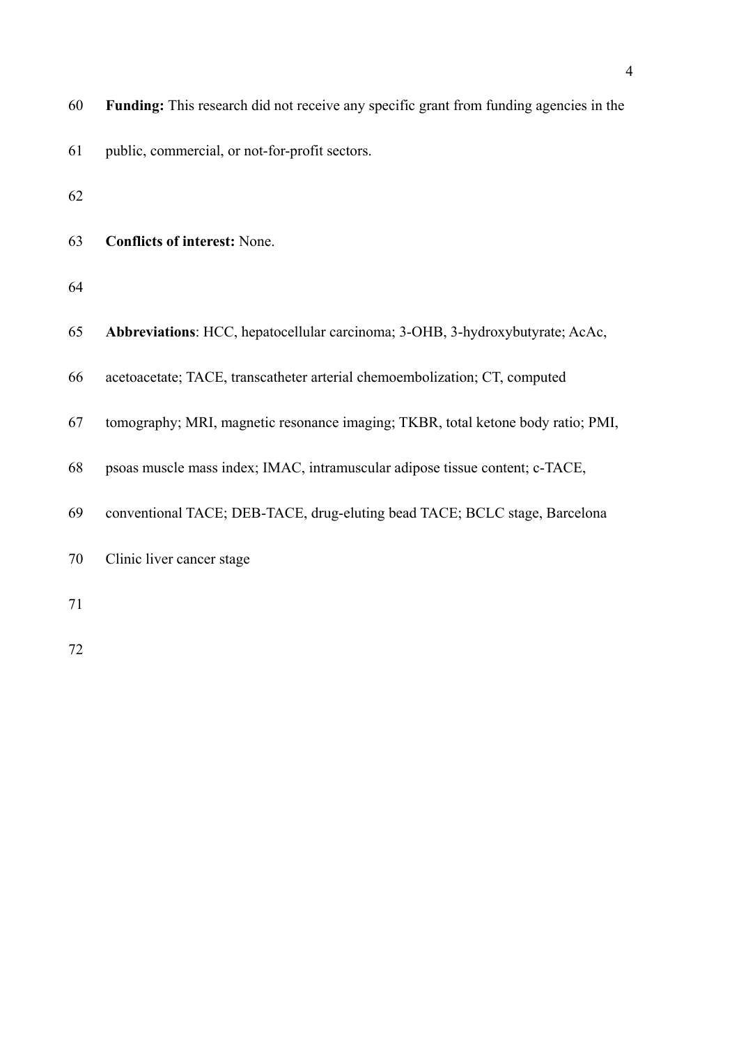**Funding:** This research did not receive any specific grant from funding agencies in the public, commercial, or not-for-profit sectors.

**Conflicts of interest:** None.

**Abbreviations**: HCC, hepatocellular carcinoma; 3-OHB, 3-hydroxybutyrate; AcAc, acetoacetate; TACE, transcatheter arterial chemoembolization; CT, computed tomography; MRI, magnetic resonance imaging; TKBR, total ketone body ratio; PMI, psoas muscle mass index; IMAC, intramuscular adipose tissue content; c-TACE, conventional TACE; DEB-TACE, drug-eluting bead TACE; BCLC stage, Barcelona Clinic liver cancer stage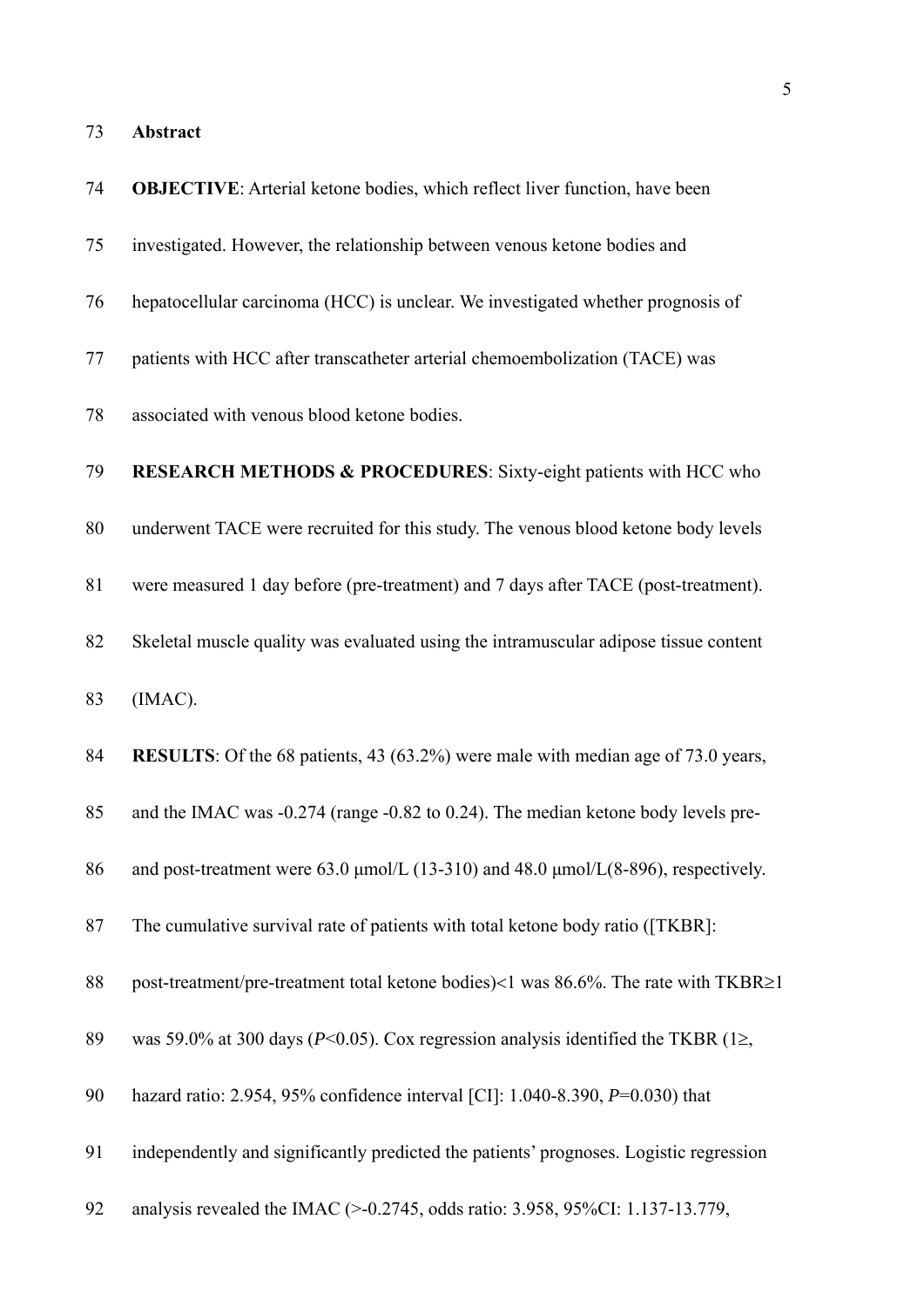## Abstract

**OBJECTIVE**: Arterial ketone bodies, which reflect liver function, have been investigated. However, the relationship between venous ketone bodies and hepatocellular carcinoma (HCC) is unclear. We investigated whether prognosis of patients with HCC after transcatheter arterial chemoembolization (TACE) was associated with venous blood ketone bodies.

**RESEARCH METHODS & PROCEDURES**: Sixty-eight patients with HCC who underwent TACE were recruited for this study. The venous blood ketone body levels were measured 1 day before (pre-treatment) and 7 days after TACE (post-treatment). Skeletal muscle quality was evaluated using the intramuscular adipose tissue content (IMAC).

**RESULTS**: Of the 68 patients, 43 (63.2%) were male with median age of 73.0 years, and the IMAC was -0.274 (range -0.82 to 0.24). The median ketone body levels pre- and post-treatment were 63.0 μmol/L (13-310) and 48.0 μmol/L(8-896), respectively. The cumulative survival rate of patients with total ketone body ratio ([TKBR]: post-treatment/pre-treatment total ketone bodies)<1 was 86.6%. The rate with TKBR≥1 was 59.0% at 300 days ($P$<0.05). Cox regression analysis identified the TKBR (1≥, hazard ratio: 2.954, 95% confidence interval [CI]: 1.040-8.390, $P$=0.030) that independently and significantly predicted the patients' prognoses. Logistic regression analysis revealed the IMAC (>-0.2745, odds ratio: 3.958, 95%CI: 1.137-13.779,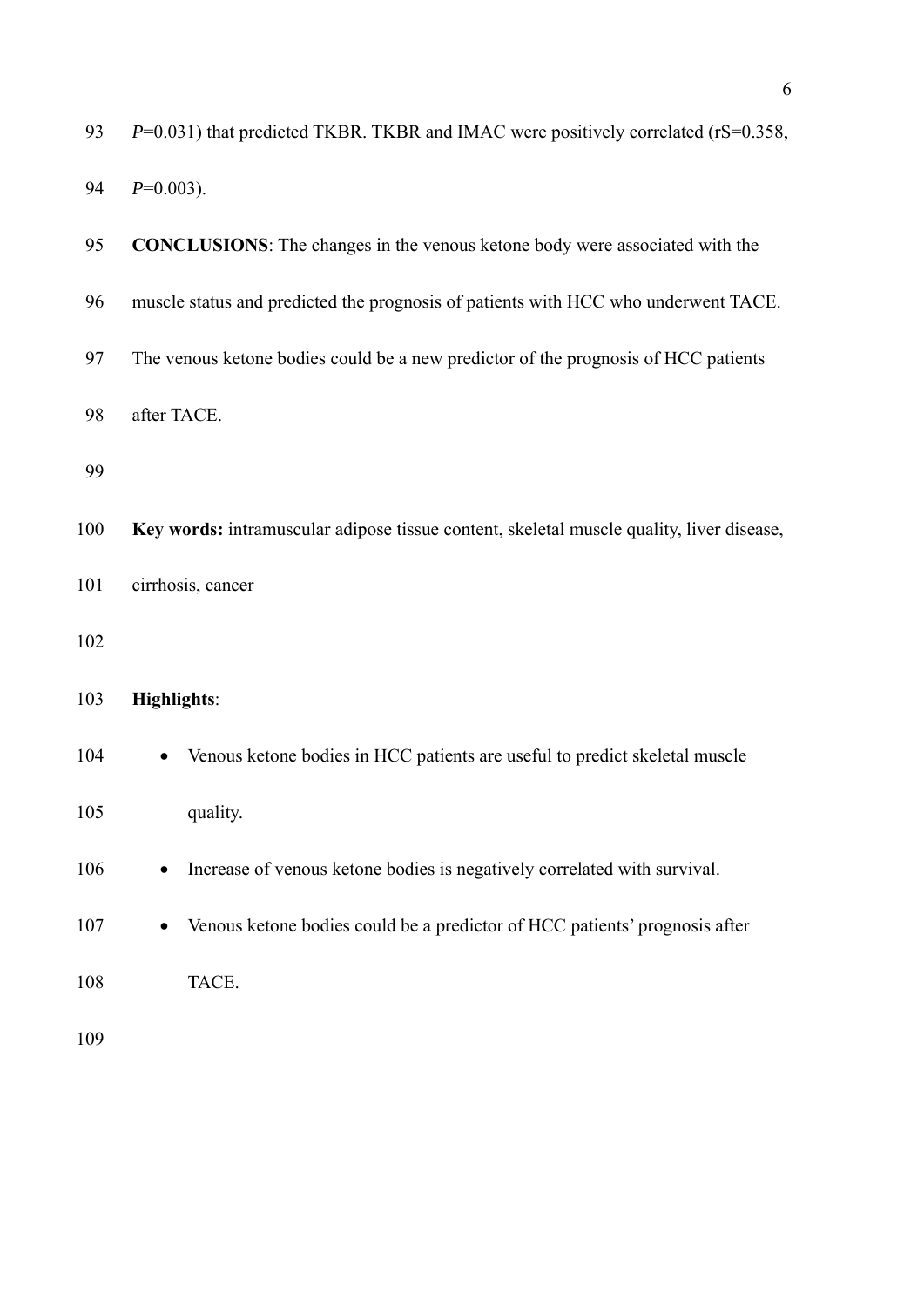$P$=0.031) that predicted TKBR. TKBR and IMAC were positively correlated (rS=0.358, $P$=0.003).

**CONCLUSIONS**: The changes in the venous ketone body were associated with the muscle status and predicted the prognosis of patients with HCC who underwent TACE. The venous ketone bodies could be a new predictor of the prognosis of HCC patients after TACE.

**Key words:** intramuscular adipose tissue content, skeletal muscle quality, liver disease, cirrhosis, cancer

**Highlights**:

- Venous ketone bodies in HCC patients are useful to predict skeletal muscle quality.
- Increase of venous ketone bodies is negatively correlated with survival.
- Venous ketone bodies could be a predictor of HCC patients' prognosis after TACE.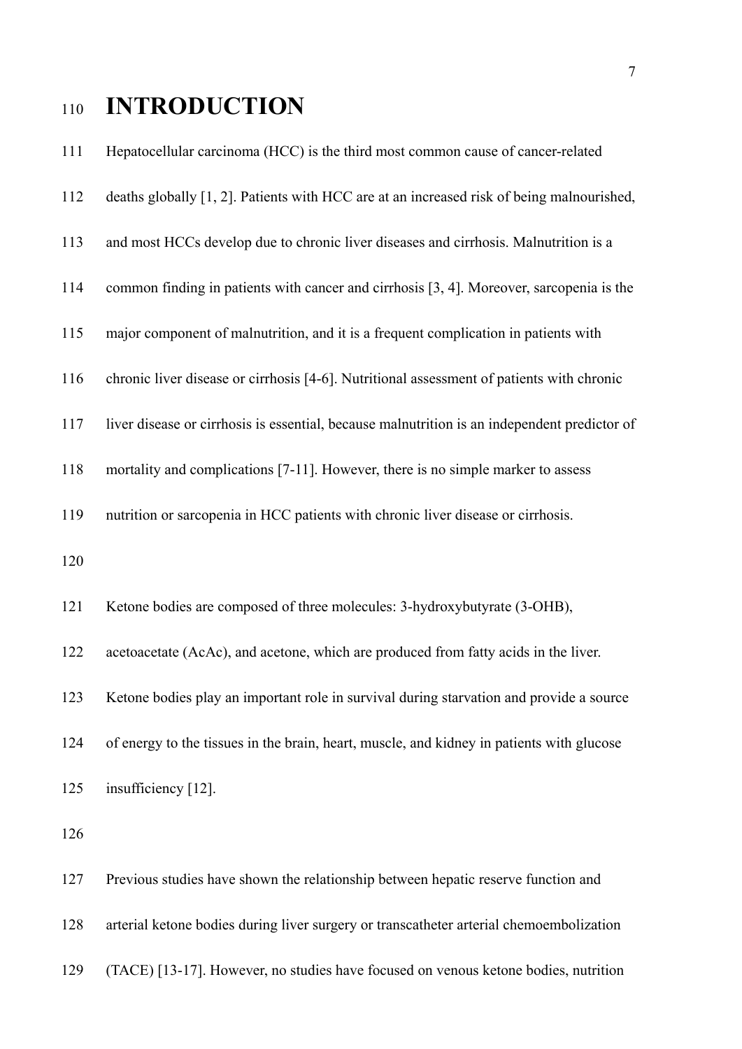# INTRODUCTION

Hepatocellular carcinoma (HCC) is the third most common cause of cancer-related deaths globally [1, 2]. Patients with HCC are at an increased risk of being malnourished, and most HCCs develop due to chronic liver diseases and cirrhosis. Malnutrition is a common finding in patients with cancer and cirrhosis [3, 4]. Moreover, sarcopenia is the major component of malnutrition, and it is a frequent complication in patients with chronic liver disease or cirrhosis [4-6]. Nutritional assessment of patients with chronic liver disease or cirrhosis is essential, because malnutrition is an independent predictor of mortality and complications [7-11]. However, there is no simple marker to assess nutrition or sarcopenia in HCC patients with chronic liver disease or cirrhosis.

Ketone bodies are composed of three molecules: 3-hydroxybutyrate (3-OHB), acetoacetate (AcAc), and acetone, which are produced from fatty acids in the liver. Ketone bodies play an important role in survival during starvation and provide a source of energy to the tissues in the brain, heart, muscle, and kidney in patients with glucose insufficiency [12].

Previous studies have shown the relationship between hepatic reserve function and arterial ketone bodies during liver surgery or transcatheter arterial chemoembolization (TACE) [13-17]. However, no studies have focused on venous ketone bodies, nutrition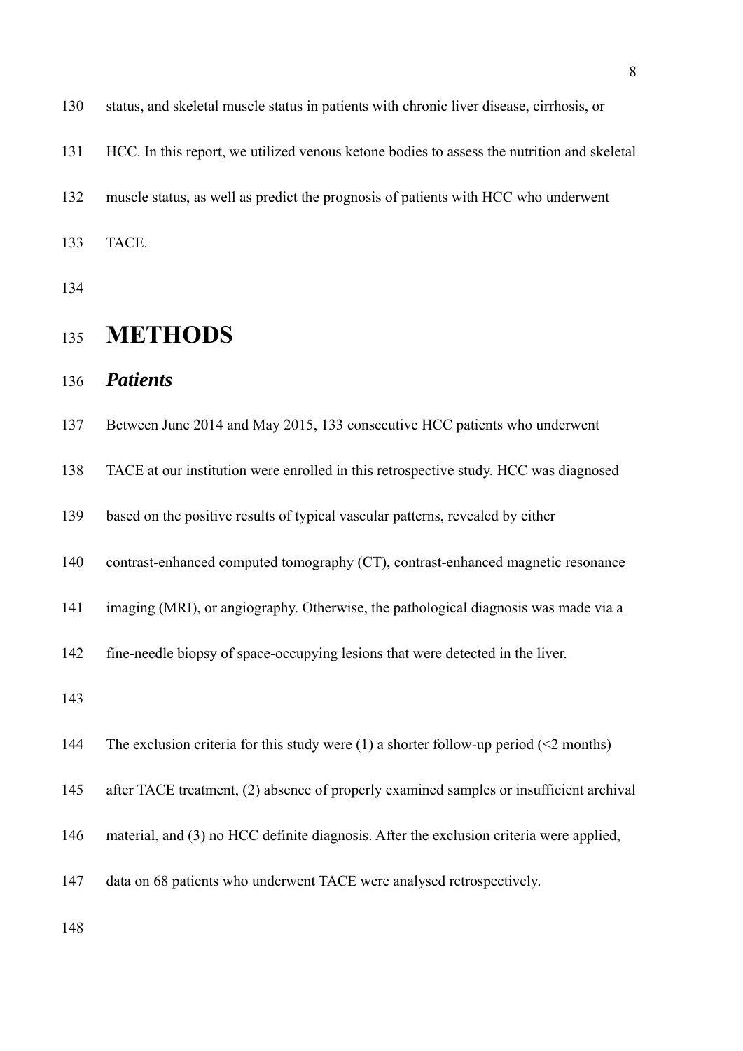status, and skeletal muscle status in patients with chronic liver disease, cirrhosis, or HCC. In this report, we utilized venous ketone bodies to assess the nutrition and skeletal muscle status, as well as predict the prognosis of patients with HCC who underwent TACE.

# METHODS

## *Patients*

Between June 2014 and May 2015, 133 consecutive HCC patients who underwent TACE at our institution were enrolled in this retrospective study. HCC was diagnosed based on the positive results of typical vascular patterns, revealed by either contrast-enhanced computed tomography (CT), contrast-enhanced magnetic resonance imaging (MRI), or angiography. Otherwise, the pathological diagnosis was made via a fine-needle biopsy of space-occupying lesions that were detected in the liver.

The exclusion criteria for this study were (1) a shorter follow-up period (<2 months) after TACE treatment, (2) absence of properly examined samples or insufficient archival material, and (3) no HCC definite diagnosis. After the exclusion criteria were applied, data on 68 patients who underwent TACE were analysed retrospectively.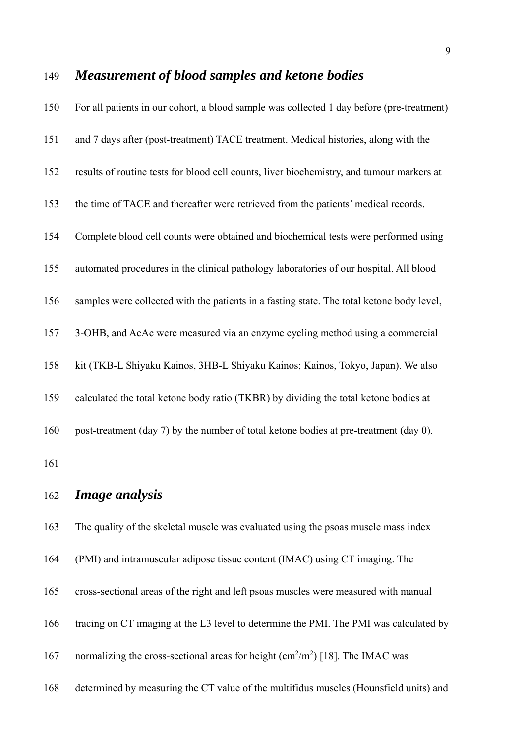### *Measurement of blood samples and ketone bodies*

For all patients in our cohort, a blood sample was collected 1 day before (pre-treatment) and 7 days after (post-treatment) TACE treatment. Medical histories, along with the results of routine tests for blood cell counts, liver biochemistry, and tumour markers at the time of TACE and thereafter were retrieved from the patients' medical records. Complete blood cell counts were obtained and biochemical tests were performed using automated procedures in the clinical pathology laboratories of our hospital. All blood samples were collected with the patients in a fasting state. The total ketone body level, 3-OHB, and AcAc were measured via an enzyme cycling method using a commercial kit (TKB-L Shiyaku Kainos, 3HB-L Shiyaku Kainos; Kainos, Tokyo, Japan). We also calculated the total ketone body ratio (TKBR) by dividing the total ketone bodies at post-treatment (day 7) by the number of total ketone bodies at pre-treatment (day 0).

### *Image analysis*

The quality of the skeletal muscle was evaluated using the psoas muscle mass index (PMI) and intramuscular adipose tissue content (IMAC) using CT imaging. The cross-sectional areas of the right and left psoas muscles were measured with manual tracing on CT imaging at the L3 level to determine the PMI. The PMI was calculated by normalizing the cross-sectional areas for height ($cm^2/m^2$) [18]. The IMAC was determined by measuring the CT value of the multifidus muscles (Hounsfield units) and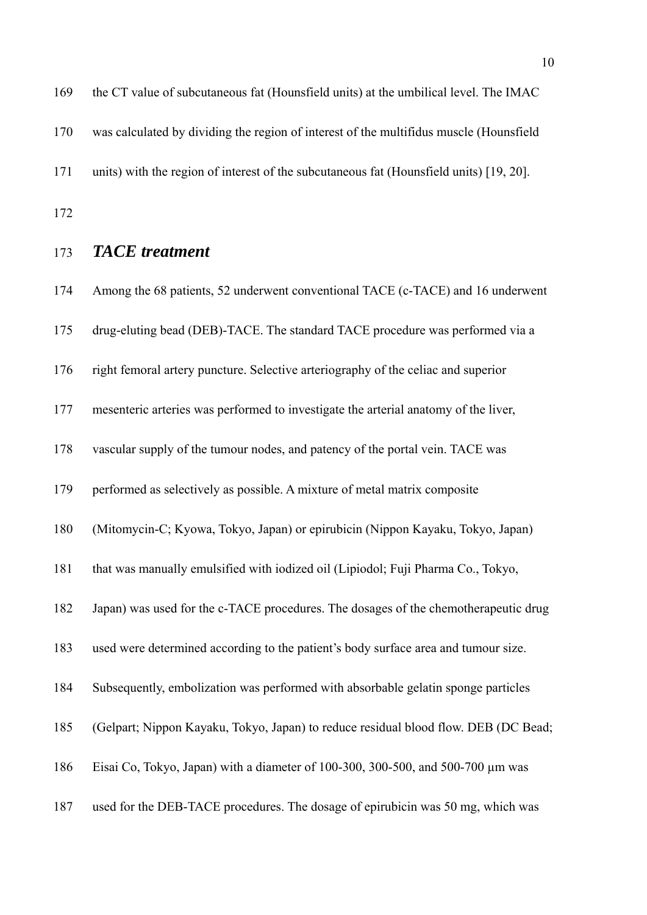the CT value of subcutaneous fat (Hounsfield units) at the umbilical level. The IMAC was calculated by dividing the region of interest of the multifidus muscle (Hounsfield units) with the region of interest of the subcutaneous fat (Hounsfield units) [19, 20].

## *TACE treatment*

Among the 68 patients, 52 underwent conventional TACE (c-TACE) and 16 underwent drug-eluting bead (DEB)-TACE. The standard TACE procedure was performed via a right femoral artery puncture. Selective arteriography of the celiac and superior mesenteric arteries was performed to investigate the arterial anatomy of the liver, vascular supply of the tumour nodes, and patency of the portal vein. TACE was performed as selectively as possible. A mixture of metal matrix composite (Mitomycin-C; Kyowa, Tokyo, Japan) or epirubicin (Nippon Kayaku, Tokyo, Japan) that was manually emulsified with iodized oil (Lipiodol; Fuji Pharma Co., Tokyo, Japan) was used for the c-TACE procedures. The dosages of the chemotherapeutic drug used were determined according to the patient's body surface area and tumour size. Subsequently, embolization was performed with absorbable gelatin sponge particles (Gelpart; Nippon Kayaku, Tokyo, Japan) to reduce residual blood flow. DEB (DC Bead; Eisai Co, Tokyo, Japan) with a diameter of 100-300, 300-500, and 500-700 μm was used for the DEB-TACE procedures. The dosage of epirubicin was 50 mg, which was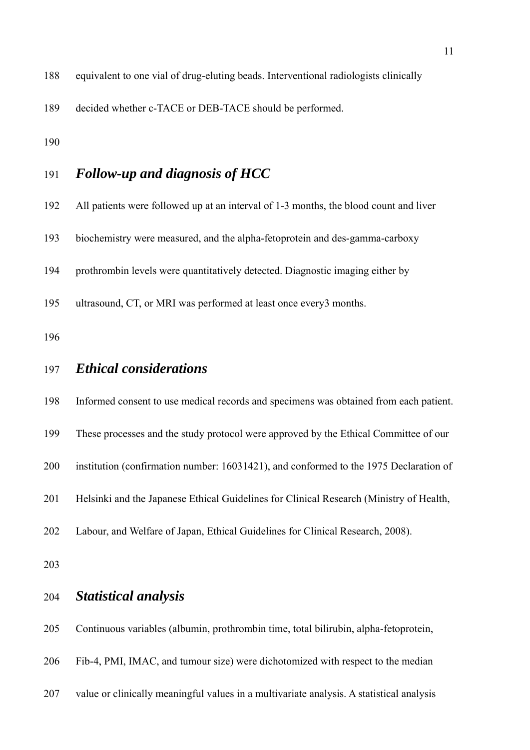equivalent to one vial of drug-eluting beads. Interventional radiologists clinically decided whether c-TACE or DEB-TACE should be performed.

## *Follow-up and diagnosis of HCC*

All patients were followed up at an interval of 1-3 months, the blood count and liver biochemistry were measured, and the alpha-fetoprotein and des-gamma-carboxy prothrombin levels were quantitatively detected. Diagnostic imaging either by ultrasound, CT, or MRI was performed at least once every3 months.

## *Ethical considerations*

Informed consent to use medical records and specimens was obtained from each patient. These processes and the study protocol were approved by the Ethical Committee of our institution (confirmation number: 16031421), and conformed to the 1975 Declaration of Helsinki and the Japanese Ethical Guidelines for Clinical Research (Ministry of Health, Labour, and Welfare of Japan, Ethical Guidelines for Clinical Research, 2008).

## *Statistical analysis*

Continuous variables (albumin, prothrombin time, total bilirubin, alpha-fetoprotein, Fib-4, PMI, IMAC, and tumour size) were dichotomized with respect to the median value or clinically meaningful values in a multivariate analysis. A statistical analysis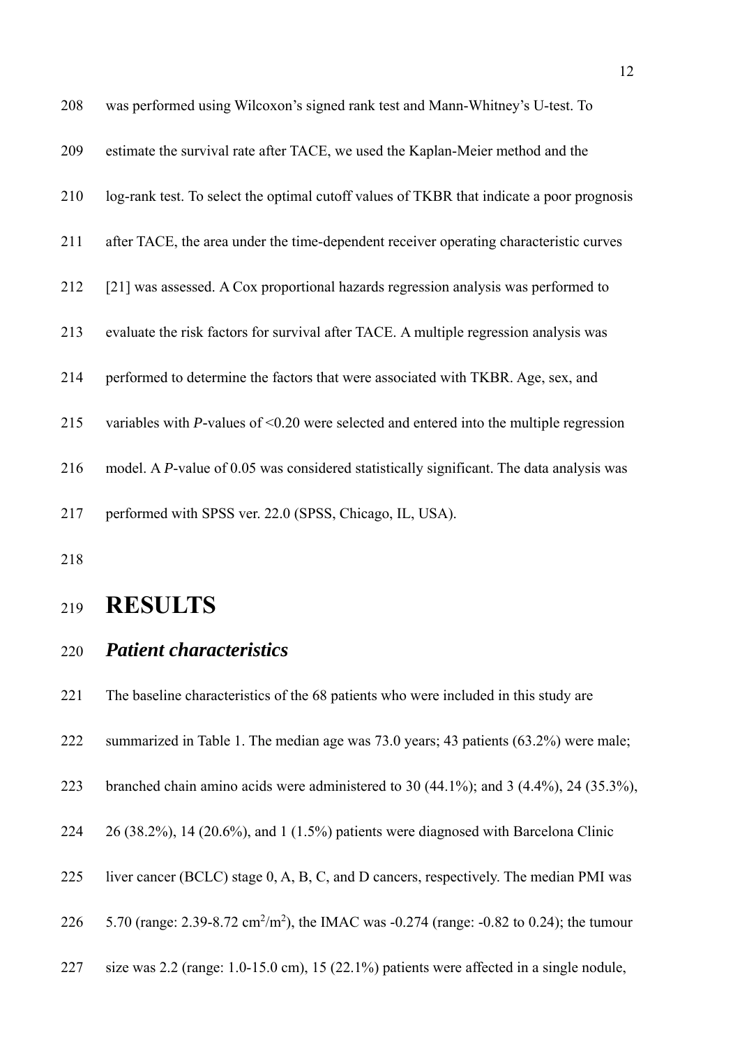was performed using Wilcoxon's signed rank test and Mann-Whitney's U-test. To estimate the survival rate after TACE, we used the Kaplan-Meier method and the log-rank test. To select the optimal cutoff values of TKBR that indicate a poor prognosis after TACE, the area under the time-dependent receiver operating characteristic curves [21] was assessed. A Cox proportional hazards regression analysis was performed to evaluate the risk factors for survival after TACE. A multiple regression analysis was performed to determine the factors that were associated with TKBR. Age, sex, and variables with *P*-values of <0.20 were selected and entered into the multiple regression model. A *P*-value of 0.05 was considered statistically significant. The data analysis was performed with SPSS ver. 22.0 (SPSS, Chicago, IL, USA).

# RESULTS

## *Patient characteristics*

The baseline characteristics of the 68 patients who were included in this study are summarized in Table 1. The median age was 73.0 years; 43 patients (63.2%) were male; branched chain amino acids were administered to 30 (44.1%); and 3 (4.4%), 24 (35.3%), 26 (38.2%), 14 (20.6%), and 1 (1.5%) patients were diagnosed with Barcelona Clinic liver cancer (BCLC) stage 0, A, B, C, and D cancers, respectively. The median PMI was 5.70 (range: 2.39-8.72 $cm^2/m^2$), the IMAC was -0.274 (range: -0.82 to 0.24); the tumour size was 2.2 (range: 1.0-15.0 cm), 15 (22.1%) patients were affected in a single nodule,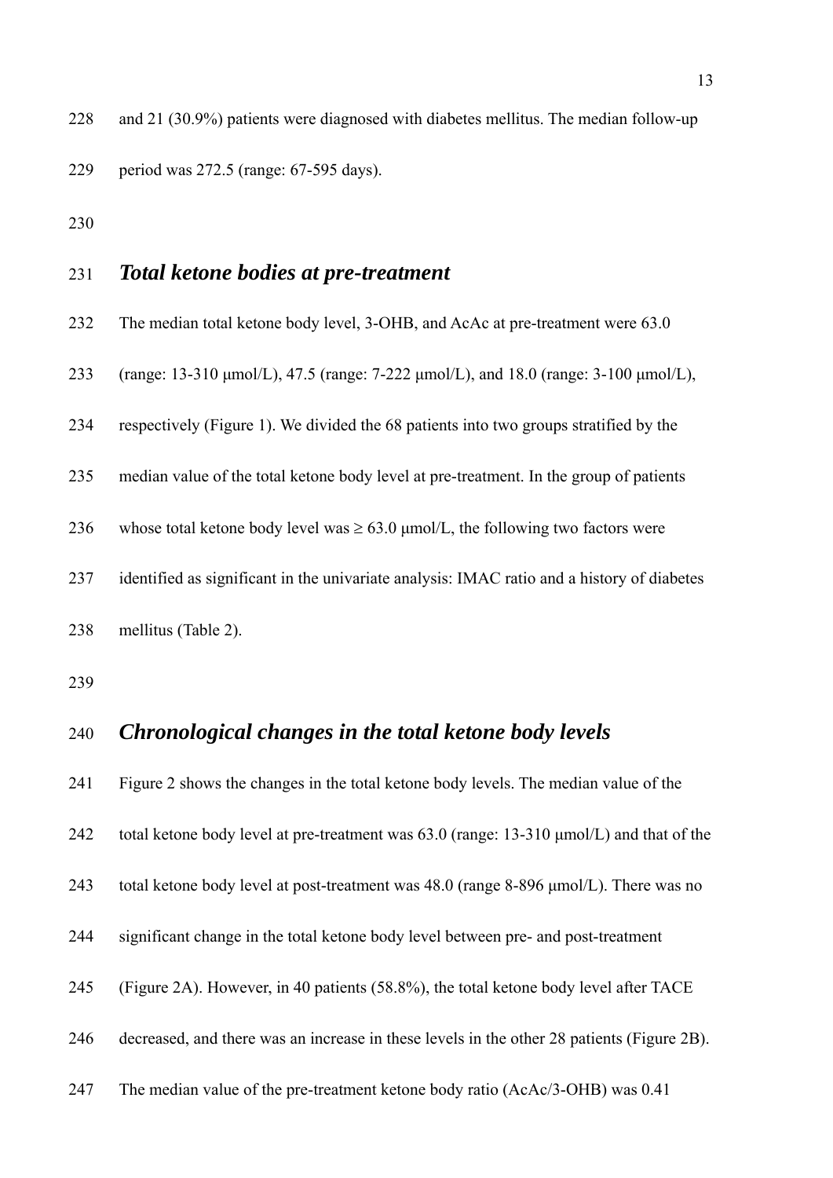and 21 (30.9%) patients were diagnosed with diabetes mellitus. The median follow-up period was 272.5 (range: 67-595 days).

## *Total ketone bodies at pre-treatment*

The median total ketone body level, 3-OHB, and AcAc at pre-treatment were 63.0 (range: 13-310 μmol/L), 47.5 (range: 7-222 μmol/L), and 18.0 (range: 3-100 μmol/L), respectively (Figure 1). We divided the 68 patients into two groups stratified by the median value of the total ketone body level at pre-treatment. In the group of patients whose total ketone body level was ≥ 63.0 μmol/L, the following two factors were identified as significant in the univariate analysis: IMAC ratio and a history of diabetes mellitus (Table 2).

## *Chronological changes in the total ketone body levels*

Figure 2 shows the changes in the total ketone body levels. The median value of the total ketone body level at pre-treatment was 63.0 (range: 13-310 μmol/L) and that of the total ketone body level at post-treatment was 48.0 (range 8-896 μmol/L). There was no significant change in the total ketone body level between pre- and post-treatment (Figure 2A). However, in 40 patients (58.8%), the total ketone body level after TACE decreased, and there was an increase in these levels in the other 28 patients (Figure 2B). The median value of the pre-treatment ketone body ratio (AcAc/3-OHB) was 0.41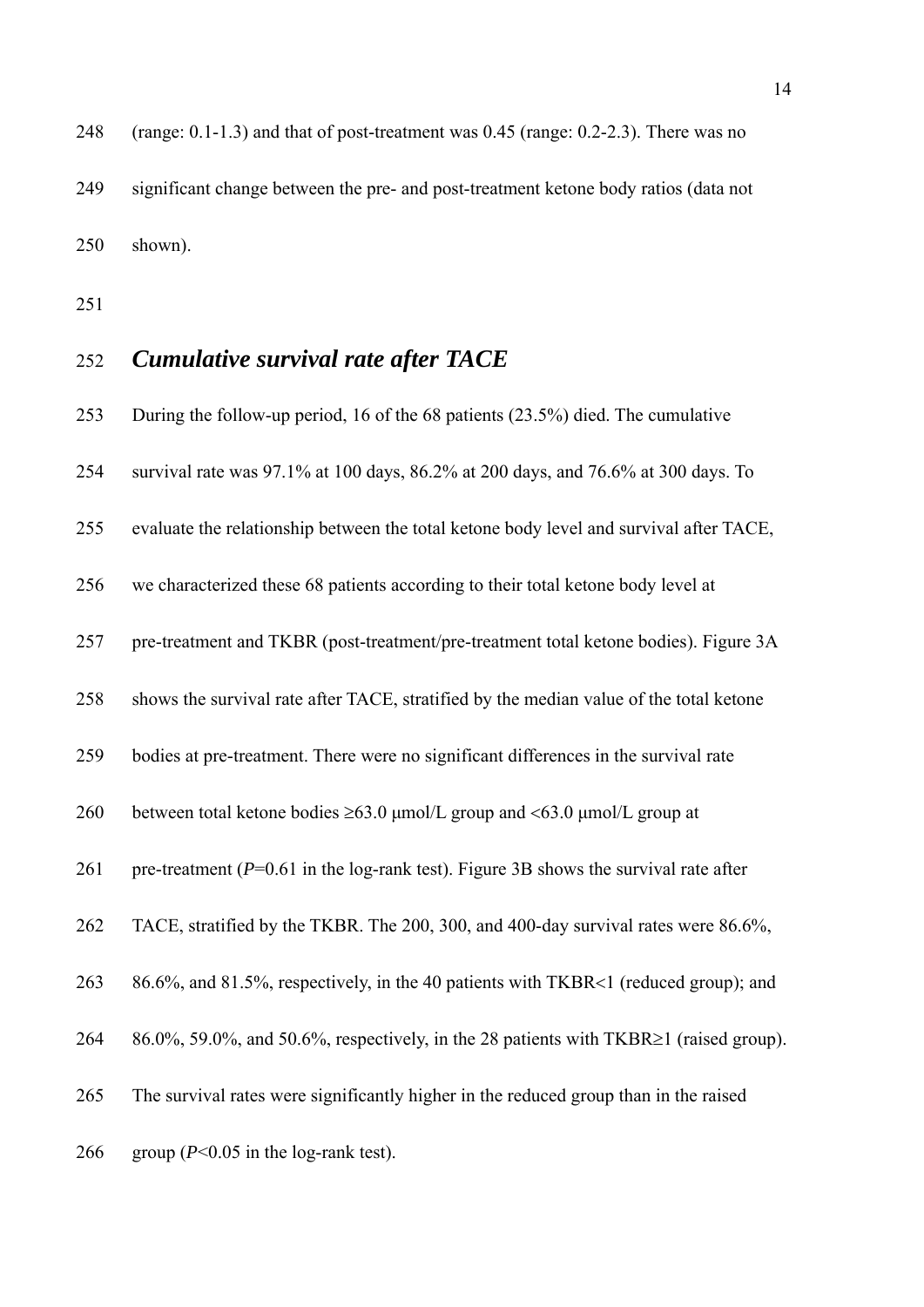(range: 0.1-1.3) and that of post-treatment was 0.45 (range: 0.2-2.3). There was no significant change between the pre- and post-treatment ketone body ratios (data not shown).

## *Cumulative survival rate after TACE*

During the follow-up period, 16 of the 68 patients (23.5%) died. The cumulative survival rate was 97.1% at 100 days, 86.2% at 200 days, and 76.6% at 300 days. To evaluate the relationship between the total ketone body level and survival after TACE, we characterized these 68 patients according to their total ketone body level at pre-treatment and TKBR (post-treatment/pre-treatment total ketone bodies). Figure 3A shows the survival rate after TACE, stratified by the median value of the total ketone bodies at pre-treatment. There were no significant differences in the survival rate between total ketone bodies ≥63.0 μmol/L group and <63.0 μmol/L group at pre-treatment ($P$=0.61 in the log-rank test). Figure 3B shows the survival rate after TACE, stratified by the TKBR. The 200, 300, and 400-day survival rates were 86.6%, 86.6%, and 81.5%, respectively, in the 40 patients with TKBR<1 (reduced group); and 86.0%, 59.0%, and 50.6%, respectively, in the 28 patients with TKBR≥1 (raised group). The survival rates were significantly higher in the reduced group than in the raised group ($P$<0.05 in the log-rank test).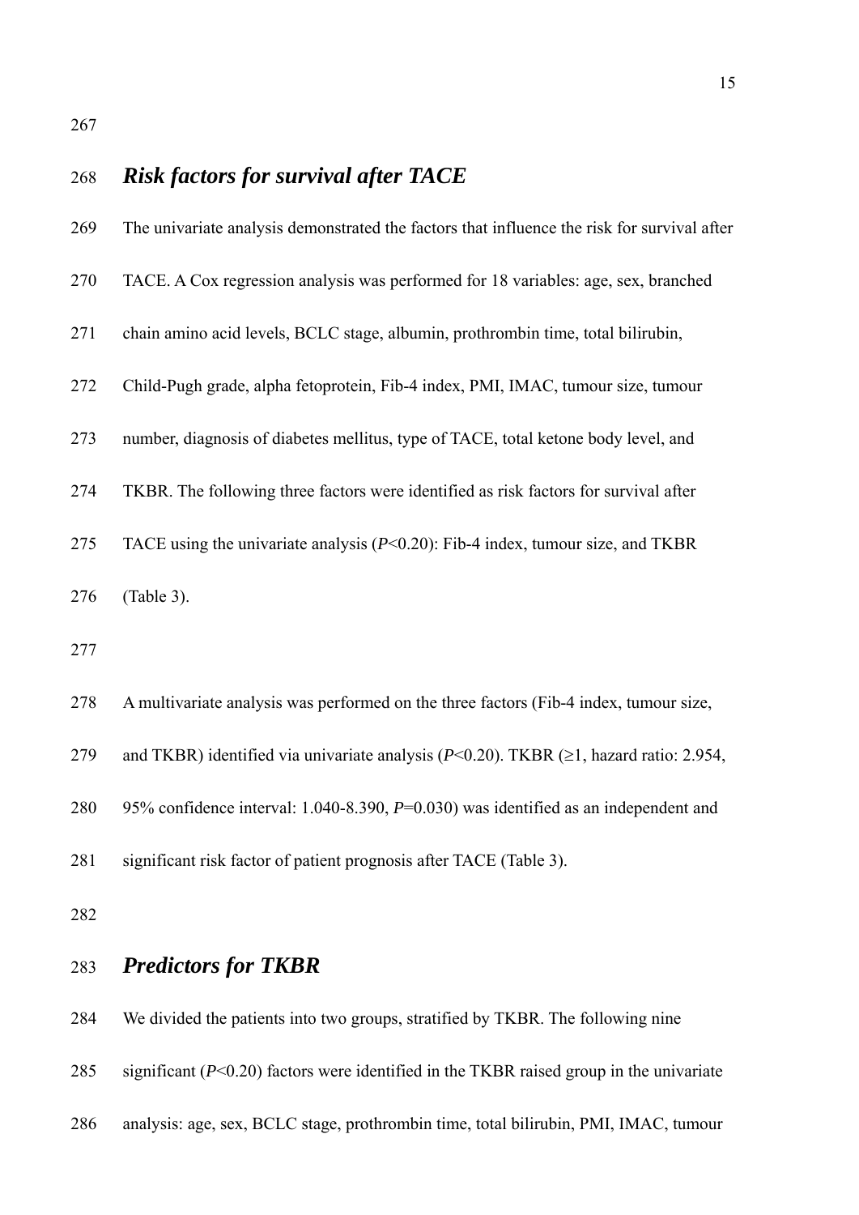## *Risk factors for survival after TACE*

The univariate analysis demonstrated the factors that influence the risk for survival after TACE. A Cox regression analysis was performed for 18 variables: age, sex, branched chain amino acid levels, BCLC stage, albumin, prothrombin time, total bilirubin, Child-Pugh grade, alpha fetoprotein, Fib-4 index, PMI, IMAC, tumour size, tumour number, diagnosis of diabetes mellitus, type of TACE, total ketone body level, and TKBR. The following three factors were identified as risk factors for survival after TACE using the univariate analysis ($P<0.20$): Fib-4 index, tumour size, and TKBR (Table 3).

A multivariate analysis was performed on the three factors (Fib-4 index, tumour size, and TKBR) identified via univariate analysis ($P<0.20$). TKBR (≥1, hazard ratio: 2.954, 95% confidence interval: 1.040-8.390, $P=0.030$) was identified as an independent and significant risk factor of patient prognosis after TACE (Table 3).

## *Predictors for TKBR*

We divided the patients into two groups, stratified by TKBR. The following nine significant ($P<0.20$) factors were identified in the TKBR raised group in the univariate analysis: age, sex, BCLC stage, prothrombin time, total bilirubin, PMI, IMAC, tumour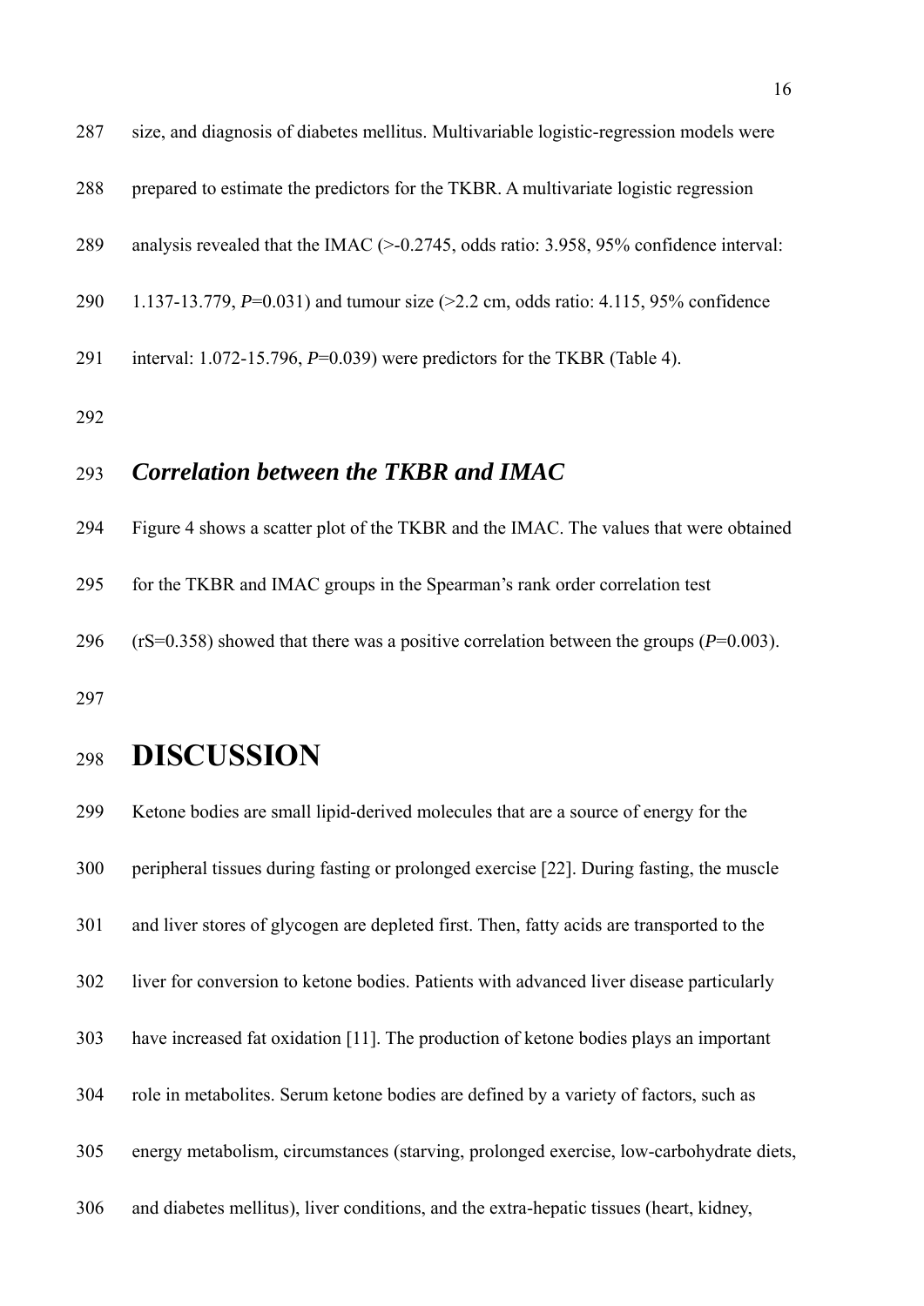size, and diagnosis of diabetes mellitus. Multivariable logistic-regression models were prepared to estimate the predictors for the TKBR. A multivariate logistic regression analysis revealed that the IMAC (>-0.2745, odds ratio: 3.958, 95% confidence interval: 1.137-13.779, *P*=0.031) and tumour size (>2.2 cm, odds ratio: 4.115, 95% confidence interval: 1.072-15.796, *P*=0.039) were predictors for the TKBR (Table 4).

### *Correlation between the TKBR and IMAC*

Figure 4 shows a scatter plot of the TKBR and the IMAC. The values that were obtained for the TKBR and IMAC groups in the Spearman's rank order correlation test ($r_S$=0.358) showed that there was a positive correlation between the groups (*P*=0.003).

# DISCUSSION

Ketone bodies are small lipid-derived molecules that are a source of energy for the peripheral tissues during fasting or prolonged exercise [22]. During fasting, the muscle and liver stores of glycogen are depleted first. Then, fatty acids are transported to the liver for conversion to ketone bodies. Patients with advanced liver disease particularly have increased fat oxidation [11]. The production of ketone bodies plays an important role in metabolites. Serum ketone bodies are defined by a variety of factors, such as energy metabolism, circumstances (starving, prolonged exercise, low-carbohydrate diets, and diabetes mellitus), liver conditions, and the extra-hepatic tissues (heart, kidney,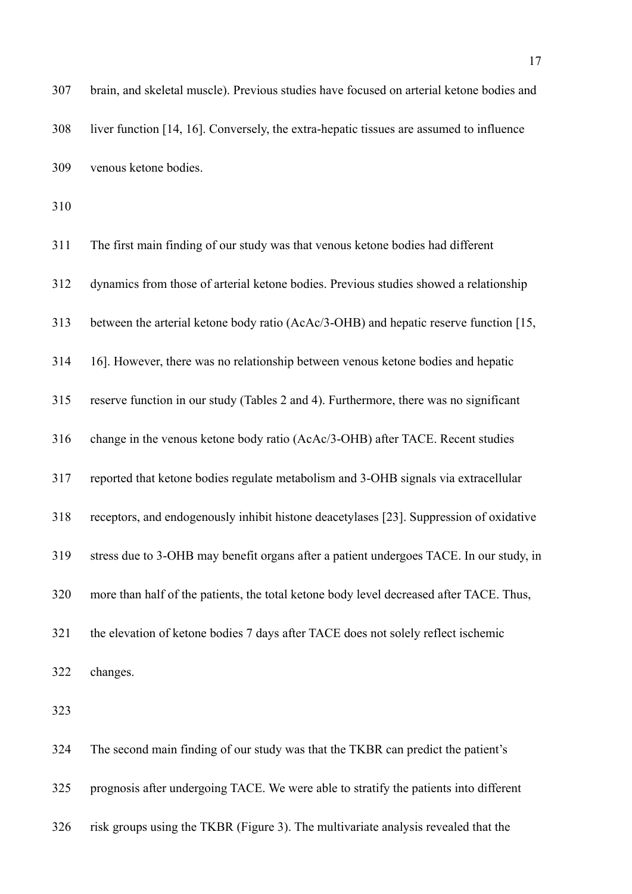brain, and skeletal muscle). Previous studies have focused on arterial ketone bodies and liver function [14, 16]. Conversely, the extra-hepatic tissues are assumed to influence venous ketone bodies.

The first main finding of our study was that venous ketone bodies had different dynamics from those of arterial ketone bodies. Previous studies showed a relationship between the arterial ketone body ratio (AcAc/3-OHB) and hepatic reserve function [15, 16]. However, there was no relationship between venous ketone bodies and hepatic reserve function in our study (Tables 2 and 4). Furthermore, there was no significant change in the venous ketone body ratio (AcAc/3-OHB) after TACE. Recent studies reported that ketone bodies regulate metabolism and 3-OHB signals via extracellular receptors, and endogenously inhibit histone deacetylases [23]. Suppression of oxidative stress due to 3-OHB may benefit organs after a patient undergoes TACE. In our study, in more than half of the patients, the total ketone body level decreased after TACE. Thus, the elevation of ketone bodies 7 days after TACE does not solely reflect ischemic changes.

The second main finding of our study was that the TKBR can predict the patient's prognosis after undergoing TACE. We were able to stratify the patients into different risk groups using the TKBR (Figure 3). The multivariate analysis revealed that the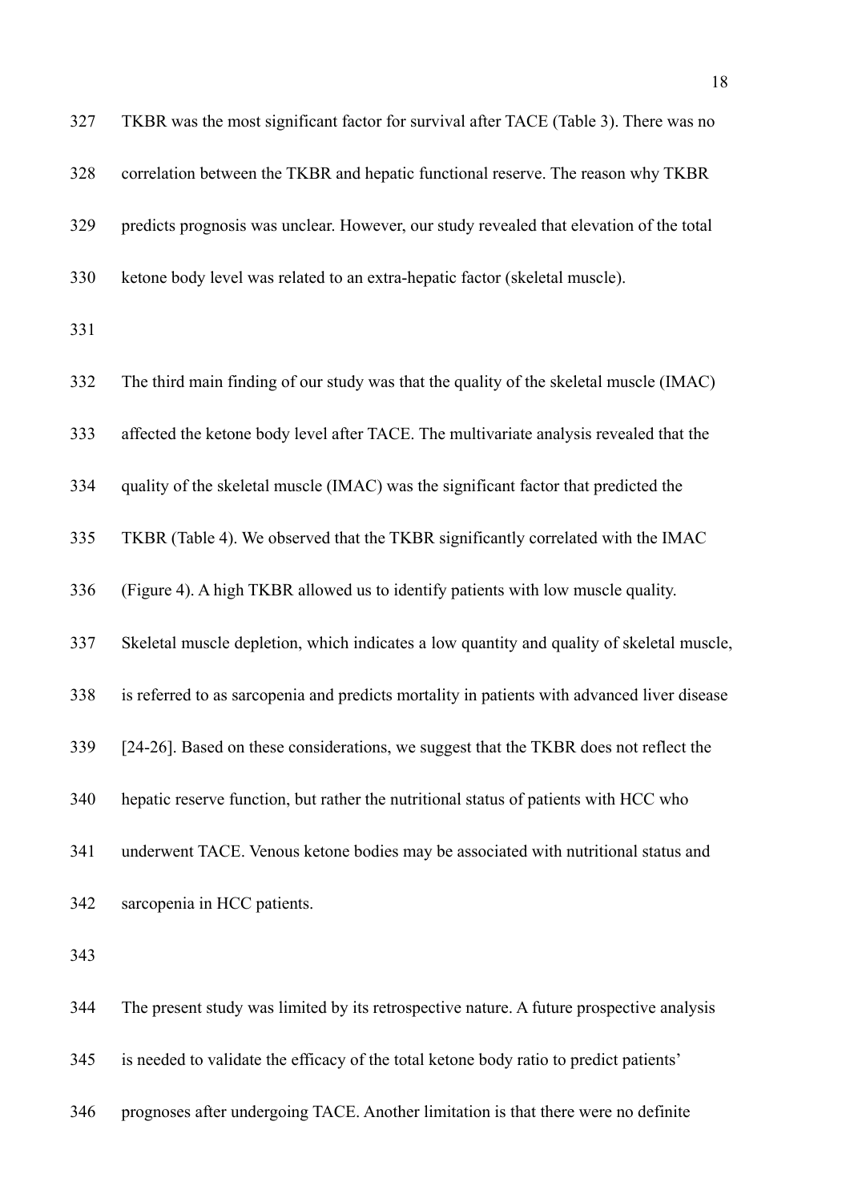TKBR was the most significant factor for survival after TACE (Table 3). There was no correlation between the TKBR and hepatic functional reserve. The reason why TKBR predicts prognosis was unclear. However, our study revealed that elevation of the total ketone body level was related to an extra-hepatic factor (skeletal muscle).

The third main finding of our study was that the quality of the skeletal muscle (IMAC) affected the ketone body level after TACE. The multivariate analysis revealed that the quality of the skeletal muscle (IMAC) was the significant factor that predicted the TKBR (Table 4). We observed that the TKBR significantly correlated with the IMAC (Figure 4). A high TKBR allowed us to identify patients with low muscle quality. Skeletal muscle depletion, which indicates a low quantity and quality of skeletal muscle, is referred to as sarcopenia and predicts mortality in patients with advanced liver disease [24-26]. Based on these considerations, we suggest that the TKBR does not reflect the hepatic reserve function, but rather the nutritional status of patients with HCC who underwent TACE. Venous ketone bodies may be associated with nutritional status and sarcopenia in HCC patients.

The present study was limited by its retrospective nature. A future prospective analysis is needed to validate the efficacy of the total ketone body ratio to predict patients' prognoses after undergoing TACE. Another limitation is that there were no definite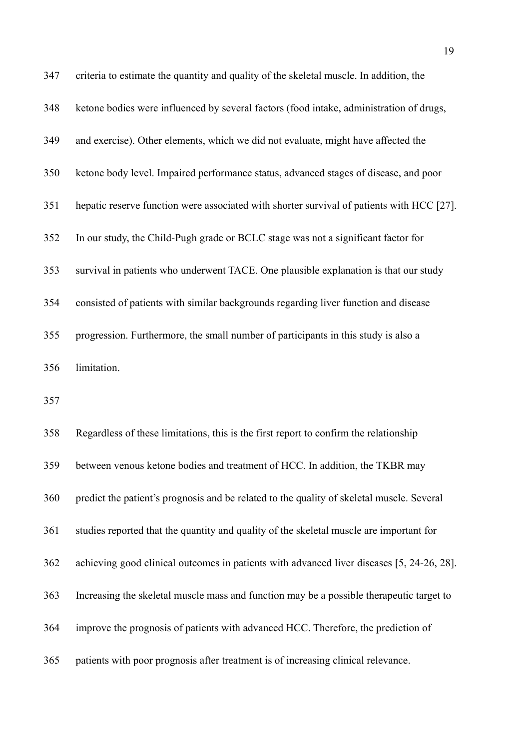criteria to estimate the quantity and quality of the skeletal muscle. In addition, the ketone bodies were influenced by several factors (food intake, administration of drugs, and exercise). Other elements, which we did not evaluate, might have affected the ketone body level. Impaired performance status, advanced stages of disease, and poor hepatic reserve function were associated with shorter survival of patients with HCC [27]. In our study, the Child-Pugh grade or BCLC stage was not a significant factor for survival in patients who underwent TACE. One plausible explanation is that our study consisted of patients with similar backgrounds regarding liver function and disease progression. Furthermore, the small number of participants in this study is also a limitation.

Regardless of these limitations, this is the first report to confirm the relationship between venous ketone bodies and treatment of HCC. In addition, the TKBR may predict the patient's prognosis and be related to the quality of skeletal muscle. Several studies reported that the quantity and quality of the skeletal muscle are important for achieving good clinical outcomes in patients with advanced liver diseases [5, 24-26, 28]. Increasing the skeletal muscle mass and function may be a possible therapeutic target to improve the prognosis of patients with advanced HCC. Therefore, the prediction of patients with poor prognosis after treatment is of increasing clinical relevance.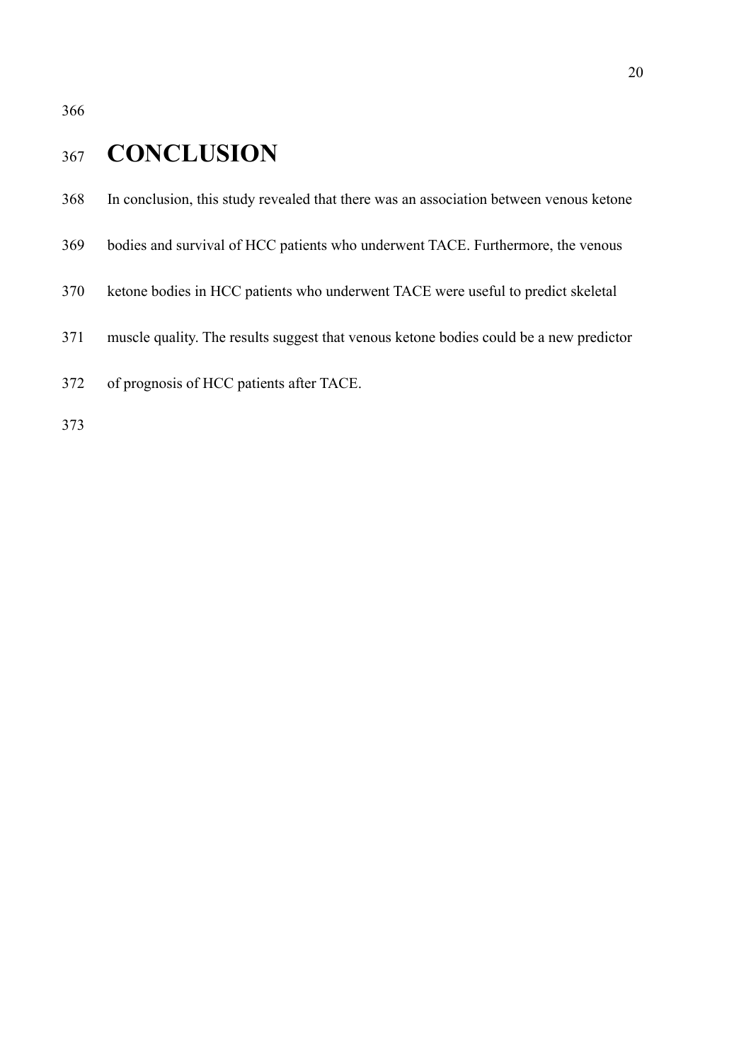# CONCLUSION

In conclusion, this study revealed that there was an association between venous ketone bodies and survival of HCC patients who underwent TACE. Furthermore, the venous ketone bodies in HCC patients who underwent TACE were useful to predict skeletal muscle quality. The results suggest that venous ketone bodies could be a new predictor of prognosis of HCC patients after TACE.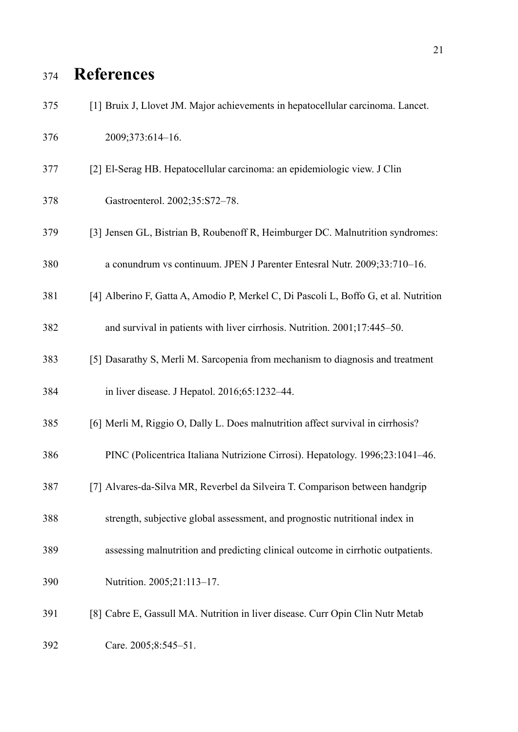# References

[1] Bruix J, Llovet JM. Major achievements in hepatocellular carcinoma. Lancet. 2009;373:614–16.

[2] El-Serag HB. Hepatocellular carcinoma: an epidemiologic view. J Clin Gastroenterol. 2002;35:S72–78.

[3] Jensen GL, Bistrian B, Roubenoff R, Heimburger DC. Malnutrition syndromes: a conundrum vs continuum. JPEN J Parenter Entesral Nutr. 2009;33:710–16.

[4] Alberino F, Gatta A, Amodio P, Merkel C, Di Pascoli L, Boffo G, et al. Nutrition and survival in patients with liver cirrhosis. Nutrition. 2001;17:445–50.

[5] Dasarathy S, Merli M. Sarcopenia from mechanism to diagnosis and treatment in liver disease. J Hepatol. 2016;65:1232–44.

[6] Merli M, Riggio O, Dally L. Does malnutrition affect survival in cirrhosis? PINC (Policentrica Italiana Nutrizione Cirrosi). Hepatology. 1996;23:1041–46.

[7] Alvares-da-Silva MR, Reverbel da Silveira T. Comparison between handgrip strength, subjective global assessment, and prognostic nutritional index in assessing malnutrition and predicting clinical outcome in cirrhotic outpatients. Nutrition. 2005;21:113–17.

[8] Cabre E, Gassull MA. Nutrition in liver disease. Curr Opin Clin Nutr Metab Care. 2005;8:545–51.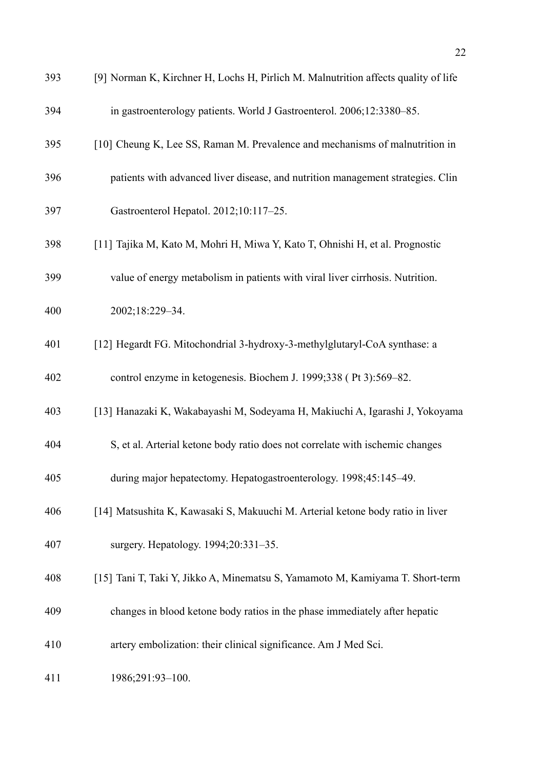[9] Norman K, Kirchner H, Lochs H, Pirlich M. Malnutrition affects quality of life in gastroenterology patients. World J Gastroenterol. 2006;12:3380–85.

[10] Cheung K, Lee SS, Raman M. Prevalence and mechanisms of malnutrition in patients with advanced liver disease, and nutrition management strategies. Clin Gastroenterol Hepatol. 2012;10:117–25.

[11] Tajika M, Kato M, Mohri H, Miwa Y, Kato T, Ohnishi H, et al. Prognostic value of energy metabolism in patients with viral liver cirrhosis. Nutrition. 2002;18:229–34.

[12] Hegardt FG. Mitochondrial 3-hydroxy-3-methylglutaryl-CoA synthase: a control enzyme in ketogenesis. Biochem J. 1999;338 ( Pt 3):569–82.

[13] Hanazaki K, Wakabayashi M, Sodeyama H, Makiuchi A, Igarashi J, Yokoyama S, et al. Arterial ketone body ratio does not correlate with ischemic changes during major hepatectomy. Hepatogastroenterology. 1998;45:145–49.

[14] Matsushita K, Kawasaki S, Makuuchi M. Arterial ketone body ratio in liver surgery. Hepatology. 1994;20:331–35.

[15] Tani T, Taki Y, Jikko A, Minematsu S, Yamamoto M, Kamiyama T. Short-term changes in blood ketone body ratios in the phase immediately after hepatic artery embolization: their clinical significance. Am J Med Sci. 1986;291:93–100.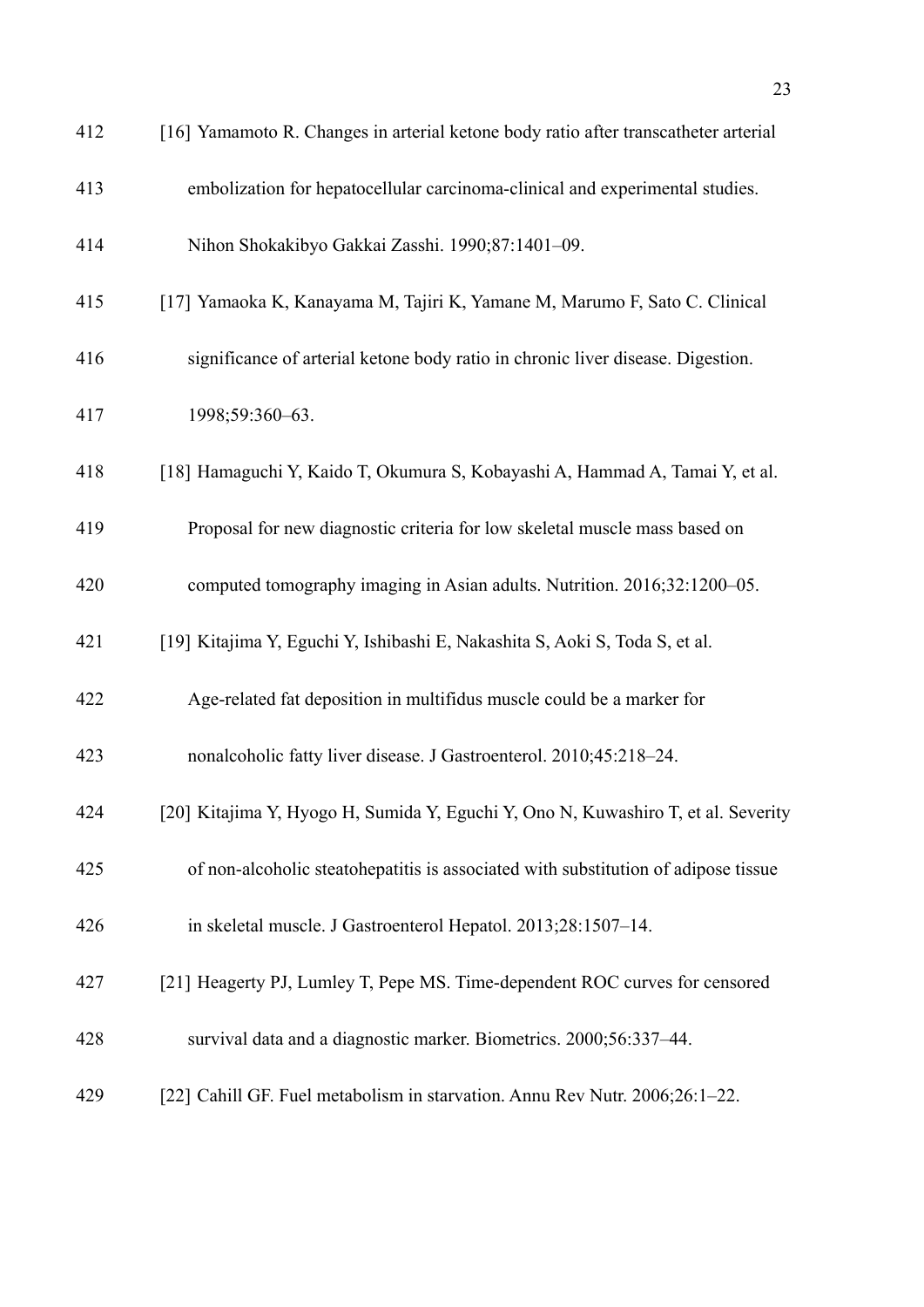[16] Yamamoto R. Changes in arterial ketone body ratio after transcatheter arterial embolization for hepatocellular carcinoma-clinical and experimental studies. Nihon Shokakibyo Gakkai Zasshi. 1990;87:1401–09.

[17] Yamaoka K, Kanayama M, Tajiri K, Yamane M, Marumo F, Sato C. Clinical significance of arterial ketone body ratio in chronic liver disease. Digestion. 1998;59:360–63.

[18] Hamaguchi Y, Kaido T, Okumura S, Kobayashi A, Hammad A, Tamai Y, et al. Proposal for new diagnostic criteria for low skeletal muscle mass based on computed tomography imaging in Asian adults. Nutrition. 2016;32:1200–05.

[19] Kitajima Y, Eguchi Y, Ishibashi E, Nakashita S, Aoki S, Toda S, et al. Age-related fat deposition in multifidus muscle could be a marker for nonalcoholic fatty liver disease. J Gastroenterol. 2010;45:218–24.

[20] Kitajima Y, Hyogo H, Sumida Y, Eguchi Y, Ono N, Kuwashiro T, et al. Severity of non-alcoholic steatohepatitis is associated with substitution of adipose tissue in skeletal muscle. J Gastroenterol Hepatol. 2013;28:1507–14.

[21] Heagerty PJ, Lumley T, Pepe MS. Time-dependent ROC curves for censored survival data and a diagnostic marker. Biometrics. 2000;56:337–44.

[22] Cahill GF. Fuel metabolism in starvation. Annu Rev Nutr. 2006;26:1–22.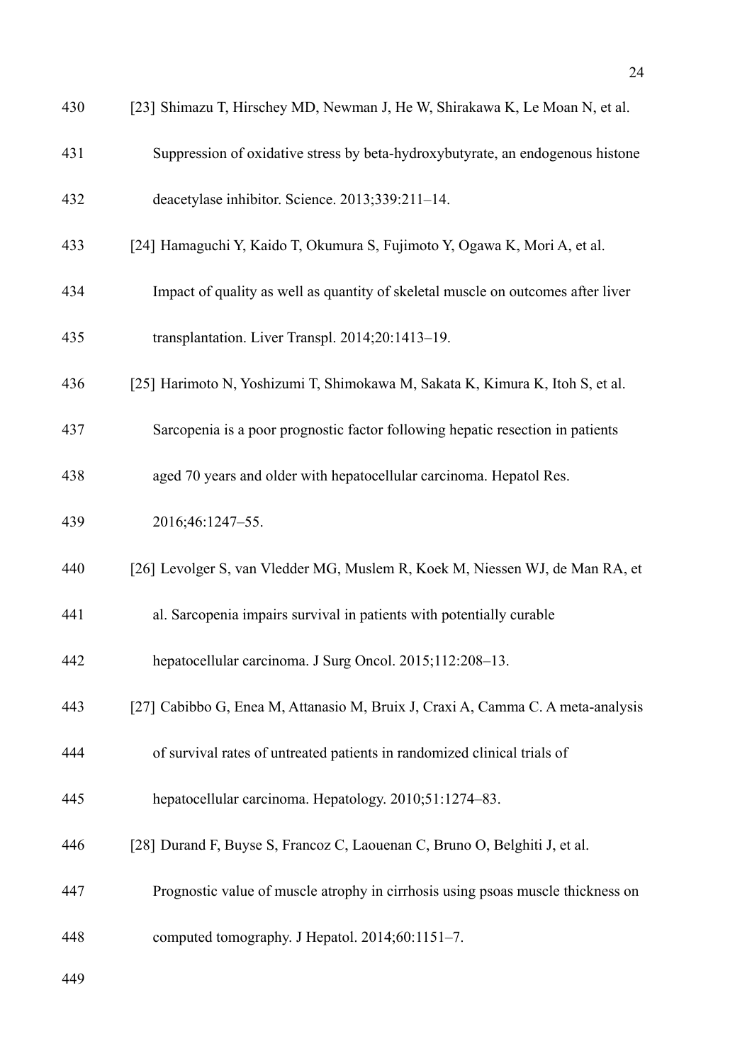[23] Shimazu T, Hirschey MD, Newman J, He W, Shirakawa K, Le Moan N, et al. Suppression of oxidative stress by beta-hydroxybutyrate, an endogenous histone deacetylase inhibitor. Science. 2013;339:211–14.

[24] Hamaguchi Y, Kaido T, Okumura S, Fujimoto Y, Ogawa K, Mori A, et al. Impact of quality as well as quantity of skeletal muscle on outcomes after liver transplantation. Liver Transpl. 2014;20:1413–19.

[25] Harimoto N, Yoshizumi T, Shimokawa M, Sakata K, Kimura K, Itoh S, et al. Sarcopenia is a poor prognostic factor following hepatic resection in patients aged 70 years and older with hepatocellular carcinoma. Hepatol Res. 2016;46:1247–55.

[26] Levolger S, van Vledder MG, Muslem R, Koek M, Niessen WJ, de Man RA, et al. Sarcopenia impairs survival in patients with potentially curable hepatocellular carcinoma. J Surg Oncol. 2015;112:208–13.

[27] Cabibbo G, Enea M, Attanasio M, Bruix J, Craxi A, Camma C. A meta-analysis of survival rates of untreated patients in randomized clinical trials of hepatocellular carcinoma. Hepatology. 2010;51:1274–83.

[28] Durand F, Buyse S, Francoz C, Laouenan C, Bruno O, Belghiti J, et al. Prognostic value of muscle atrophy in cirrhosis using psoas muscle thickness on computed tomography. J Hepatol. 2014;60:1151–7.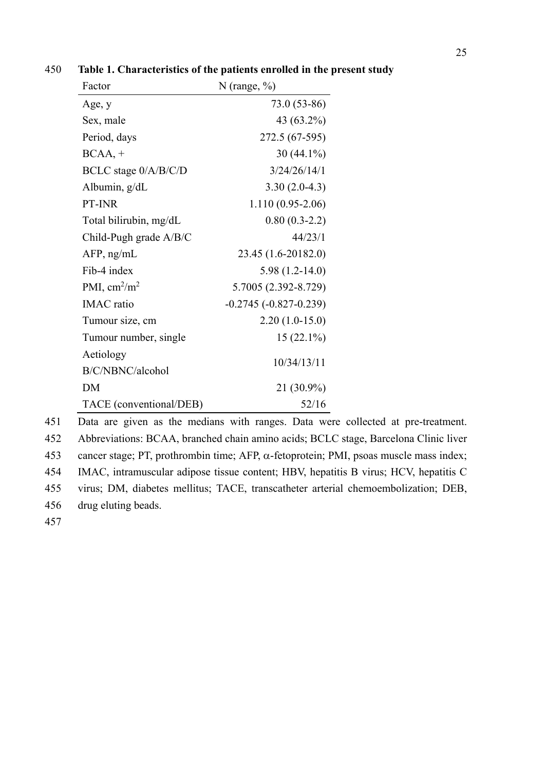**Table 1. Characteristics of the patients enrolled in the present study**

| Factor | N (range, %) |
|---|---|
| Age, y | 73.0 (53-86) |
| Sex, male | 43 (63.2%) |
| Period, days | 272.5 (67-595) |
| BCAA, + | 30 (44.1%) |
| BCLC stage 0/A/B/C/D | 3/24/26/14/1 |
| Albumin, g/dL | 3.30 (2.0-4.3) |
| PT-INR | 1.110 (0.95-2.06) |
| Total bilirubin, mg/dL | 0.80 (0.3-2.2) |
| Child-Pugh grade A/B/C | 44/23/1 |
| AFP, ng/mL | 23.45 (1.6-20182.0) |
| Fib-4 index | 5.98 (1.2-14.0) |
| PMI, $cm^2/m^2$ | 5.7005 (2.392-8.729) |
| IMAC ratio | -0.2745 (-0.827-0.239) |
| Tumour size, cm | 2.20 (1.0-15.0) |
| Tumour number, single | 15 (22.1%) |
| Aetiology B/C/NBNC/alcohol | 10/34/13/11 |
| DM | 21 (30.9%) |
| TACE (conventional/DEB) | 52/16 |

Data are given as the medians with ranges. Data were collected at pre-treatment. Abbreviations: BCAA, branched chain amino acids; BCLC stage, Barcelona Clinic liver cancer stage; PT, prothrombin time; AFP, α-fetoprotein; PMI, psoas muscle mass index; IMAC, intramuscular adipose tissue content; HBV, hepatitis B virus; HCV, hepatitis C virus; DM, diabetes mellitus; TACE, transcatheter arterial chemoembolization; DEB, drug eluting beads.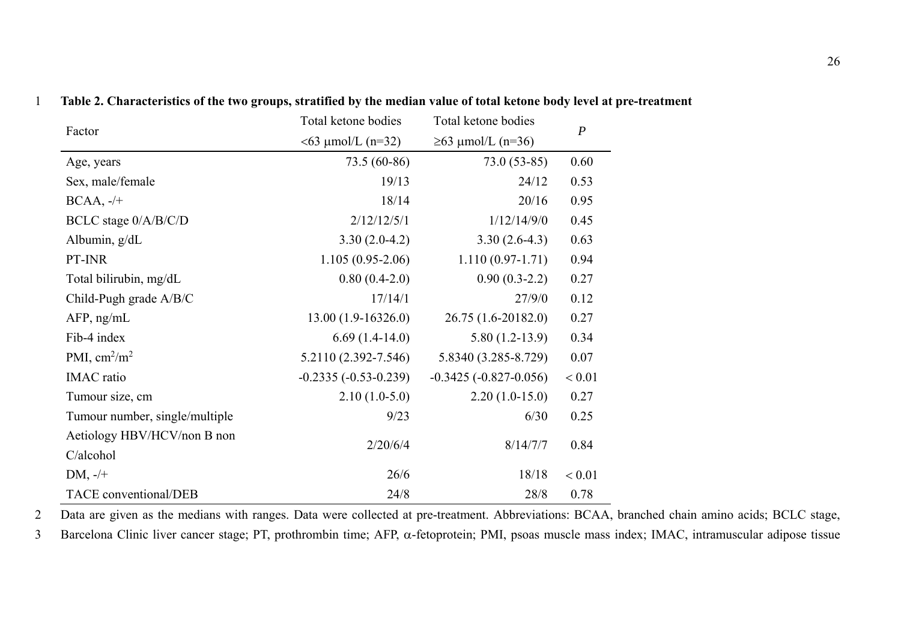**Table 2. Characteristics of the two groups, stratified by the median value of total ketone body level at pre-treatment**

| Factor | Total ketone bodies <63 μmol/L (n=32) | Total ketone bodies ≥63 μmol/L (n=36) | *P* |
|---|---|---|---|
| Age, years | 73.5 (60-86) | 73.0 (53-85) | 0.60 |
| Sex, male/female | 19/13 | 24/12 | 0.53 |
| BCAA, -/+ | 18/14 | 20/16 | 0.95 |
| BCLC stage 0/A/B/C/D | 2/12/12/5/1 | 1/12/14/9/0 | 0.45 |
| Albumin, g/dL | 3.30 (2.0-4.2) | 3.30 (2.6-4.3) | 0.63 |
| PT-INR | 1.105 (0.95-2.06) | 1.110 (0.97-1.71) | 0.94 |
| Total bilirubin, mg/dL | 0.80 (0.4-2.0) | 0.90 (0.3-2.2) | 0.27 |
| Child-Pugh grade A/B/C | 17/14/1 | 27/9/0 | 0.12 |
| AFP, ng/mL | 13.00 (1.9-16326.0) | 26.75 (1.6-20182.0) | 0.27 |
| Fib-4 index | 6.69 (1.4-14.0) | 5.80 (1.2-13.9) | 0.34 |
| PMI, $cm^2/m^2$ | 5.2110 (2.392-7.546) | 5.8340 (3.285-8.729) | 0.07 |
| IMAC ratio | -0.2335 (-0.53-0.239) | -0.3425 (-0.827-0.056) | < 0.01 |
| Tumour size, cm | 2.10 (1.0-5.0) | 2.20 (1.0-15.0) | 0.27 |
| Tumour number, single/multiple | 9/23 | 6/30 | 0.25 |
| Aetiology HBV/HCV/non B non C/alcohol | 2/20/6/4 | 8/14/7/7 | 0.84 |
| DM, -/+ | 26/6 | 18/18 | < 0.01 |
| TACE conventional/DEB | 24/8 | 28/8 | 0.78 |

Data are given as the medians with ranges. Data were collected at pre-treatment. Abbreviations: BCAA, branched chain amino acids; BCLC stage, Barcelona Clinic liver cancer stage; PT, prothrombin time; AFP, α-fetoprotein; PMI, psoas muscle mass index; IMAC, intramuscular adipose tissue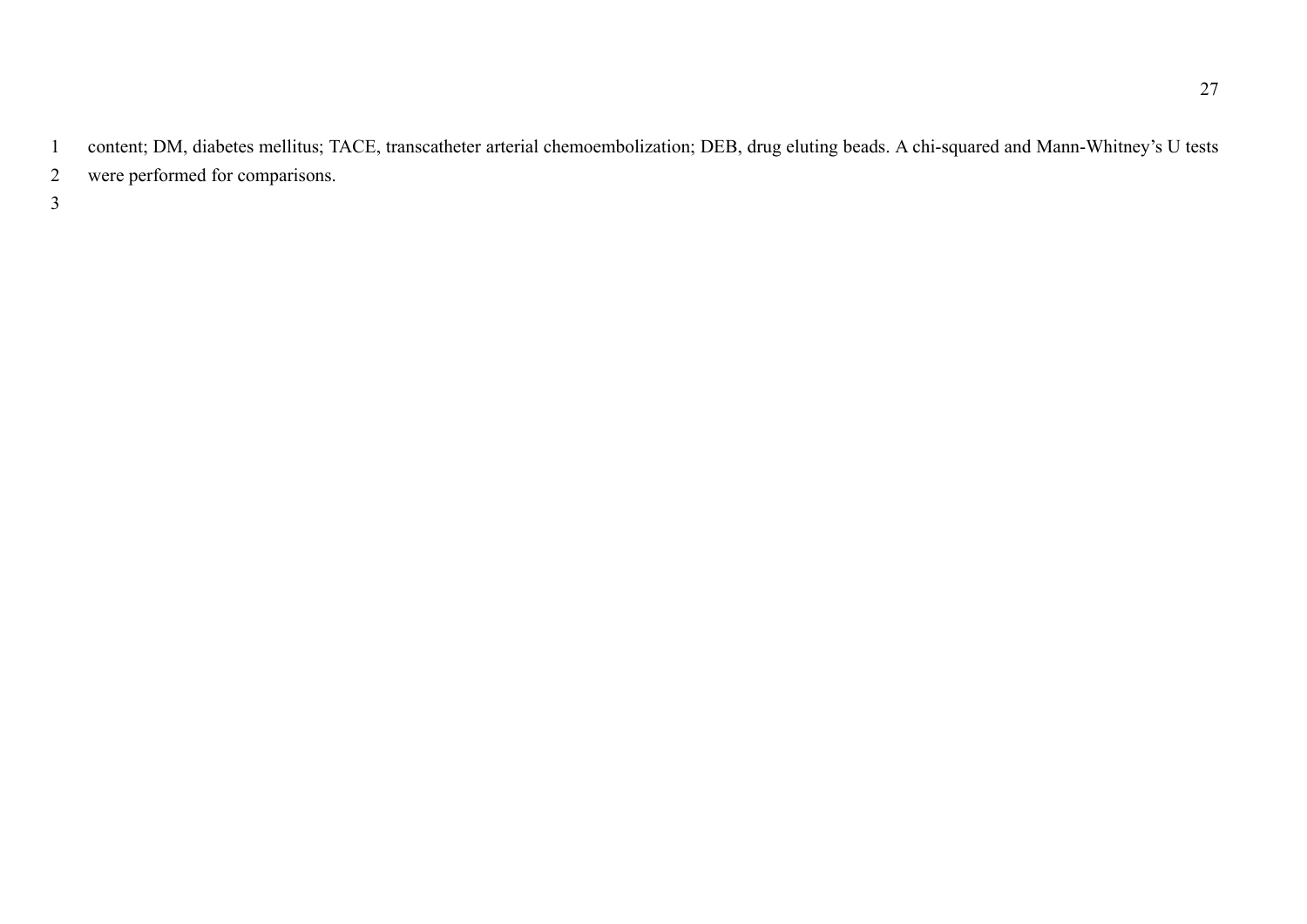content; DM, diabetes mellitus; TACE, transcatheter arterial chemoembolization; DEB, drug eluting beads. A chi-squared and Mann-Whitney's U tests were performed for comparisons.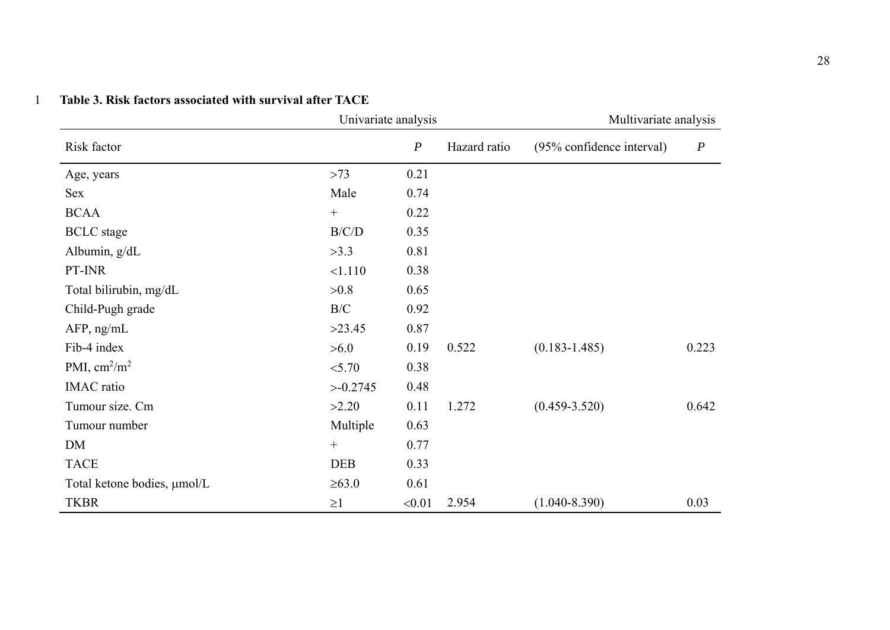**Table 3. Risk factors associated with survival after TACE**

| | Univariate analysis | | Multivariate analysis | | |
|---|---|---|---|---|---|
| Risk factor | | *P* | Hazard ratio | (95% confidence interval) | *P* |
| Age, years | >73 | 0.21 | | | |
| Sex | Male | 0.74 | | | |
| BCAA | + | 0.22 | | | |
| BCLC stage | B/C/D | 0.35 | | | |
| Albumin, g/dL | >3.3 | 0.81 | | | |
| PT-INR | <1.110 | 0.38 | | | |
| Total bilirubin, mg/dL | >0.8 | 0.65 | | | |
| Child-Pugh grade | B/C | 0.92 | | | |
| AFP, ng/mL | >23.45 | 0.87 | | | |
| Fib-4 index | >6.0 | 0.19 | 0.522 | (0.183-1.485) | 0.223 |
| PMI, $cm^2/m^2$ | <5.70 | 0.38 | | | |
| IMAC ratio | >-0.2745 | 0.48 | | | |
| Tumour size. Cm | >2.20 | 0.11 | 1.272 | (0.459-3.520) | 0.642 |
| Tumour number | Multiple | 0.63 | | | |
| DM | + | 0.77 | | | |
| TACE | DEB | 0.33 | | | |
| Total ketone bodies, μmol/L | ≥63.0 | 0.61 | | | |
| TKBR | ≥1 | <0.01 | 2.954 | (1.040-8.390) | 0.03 |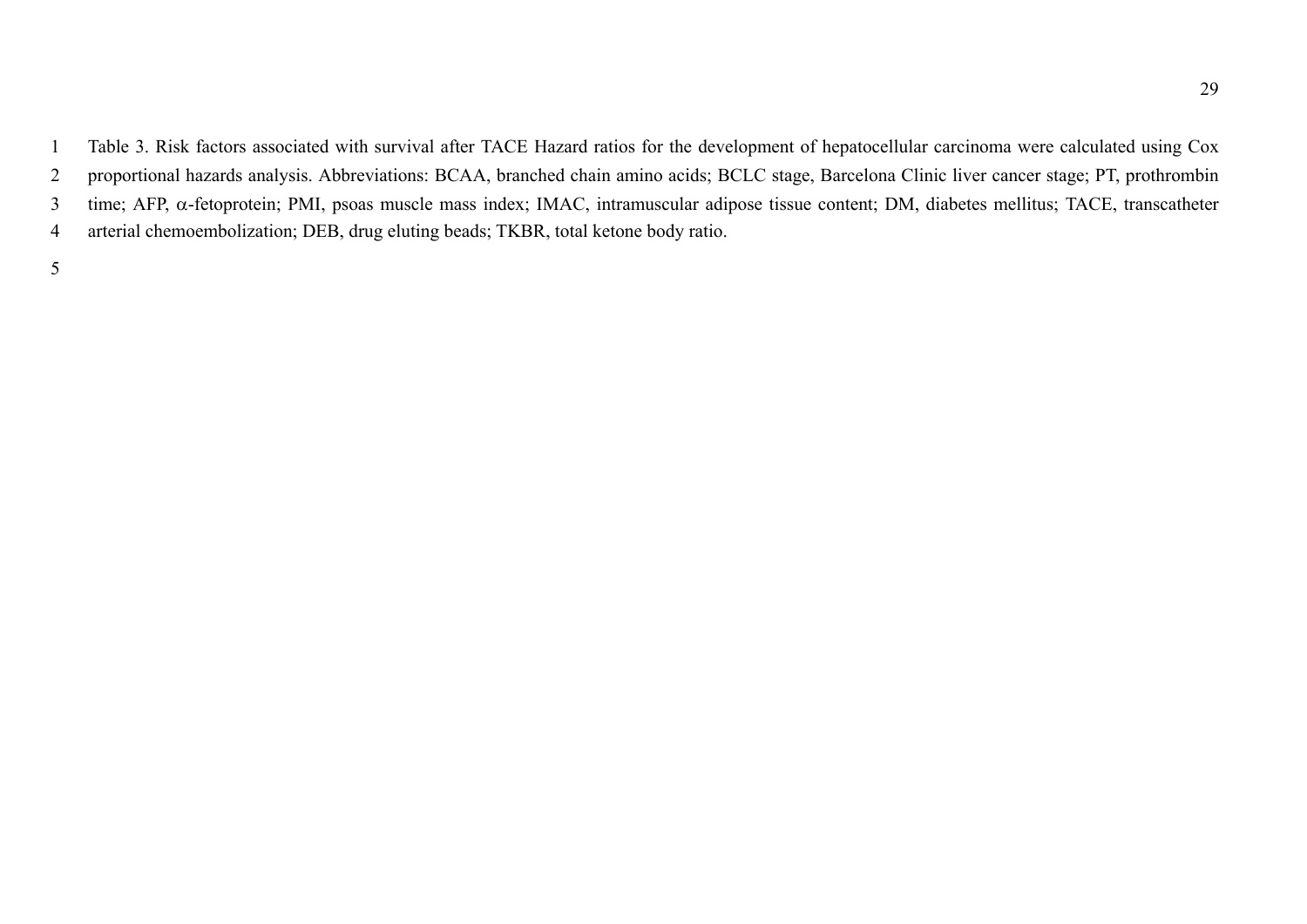Table 3. Risk factors associated with survival after TACE Hazard ratios for the development of hepatocellular carcinoma were calculated using Cox proportional hazards analysis. Abbreviations: BCAA, branched chain amino acids; BCLC stage, Barcelona Clinic liver cancer stage; PT, prothrombin time; AFP, α-fetoprotein; PMI, psoas muscle mass index; IMAC, intramuscular adipose tissue content; DM, diabetes mellitus; TACE, transcatheter arterial chemoembolization; DEB, drug eluting beads; TKBR, total ketone body ratio.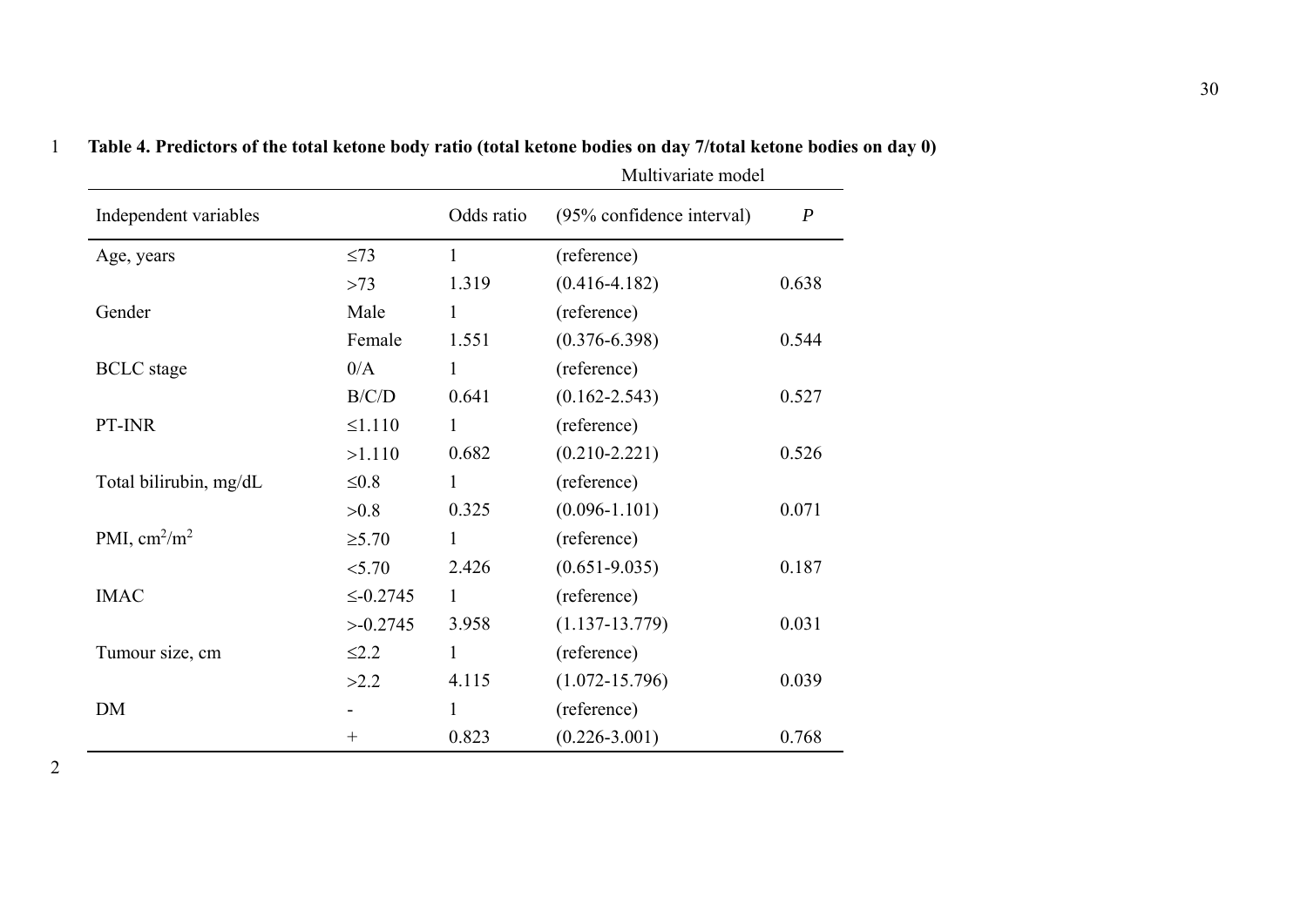**Table 4. Predictors of the total ketone body ratio (total ketone bodies on day 7/total ketone bodies on day 0)**

| | | Multivariate model | | |
|---|---|---|---|---|
| Independent variables | | Odds ratio | (95% confidence interval) | *P* |
| Age, years | ≤73 | 1 | (reference) | |
| | >73 | 1.319 | (0.416-4.182) | 0.638 |
| Gender | Male | 1 | (reference) | |
| | Female | 1.551 | (0.376-6.398) | 0.544 |
| BCLC stage | 0/A | 1 | (reference) | |
| | B/C/D | 0.641 | (0.162-2.543) | 0.527 |
| PT-INR | ≤1.110 | 1 | (reference) | |
| | >1.110 | 0.682 | (0.210-2.221) | 0.526 |
| Total bilirubin, mg/dL | ≤0.8 | 1 | (reference) | |
| | >0.8 | 0.325 | (0.096-1.101) | 0.071 |
| PMI, $cm^2/m^2$ | ≥5.70 | 1 | (reference) | |
| | <5.70 | 2.426 | (0.651-9.035) | 0.187 |
| IMAC | ≤-0.2745 | 1 | (reference) | |
| | >-0.2745 | 3.958 | (1.137-13.779) | 0.031 |
| Tumour size, cm | ≤2.2 | 1 | (reference) | |
| | >2.2 | 4.115 | (1.072-15.796) | 0.039 |
| DM | - | 1 | (reference) | |
| | + | 0.823 | (0.226-3.001) | 0.768 |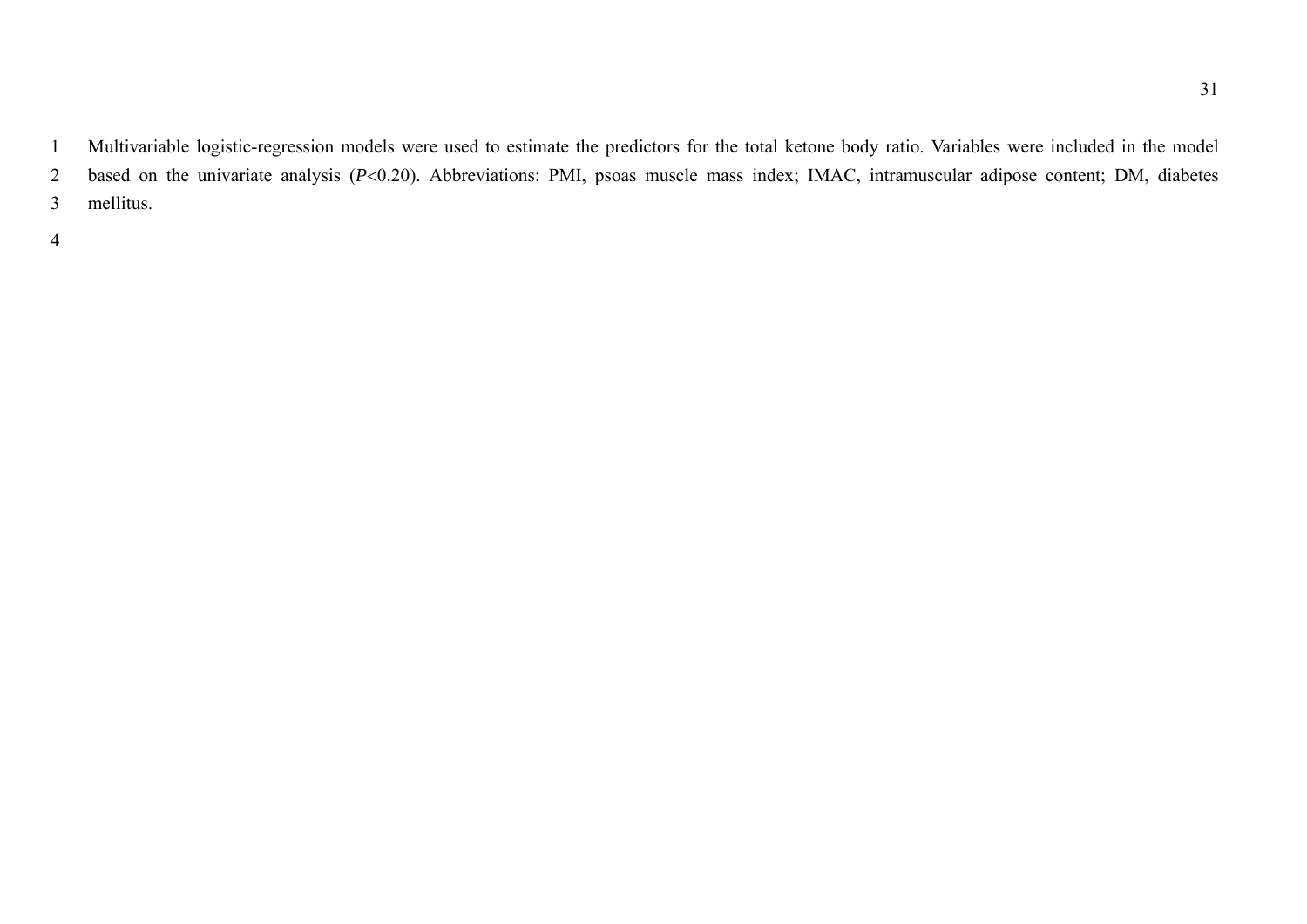Multivariable logistic-regression models were used to estimate the predictors for the total ketone body ratio. Variables were included in the model based on the univariate analysis (*P*<0.20). Abbreviations: PMI, psoas muscle mass index; IMAC, intramuscular adipose content; DM, diabetes mellitus.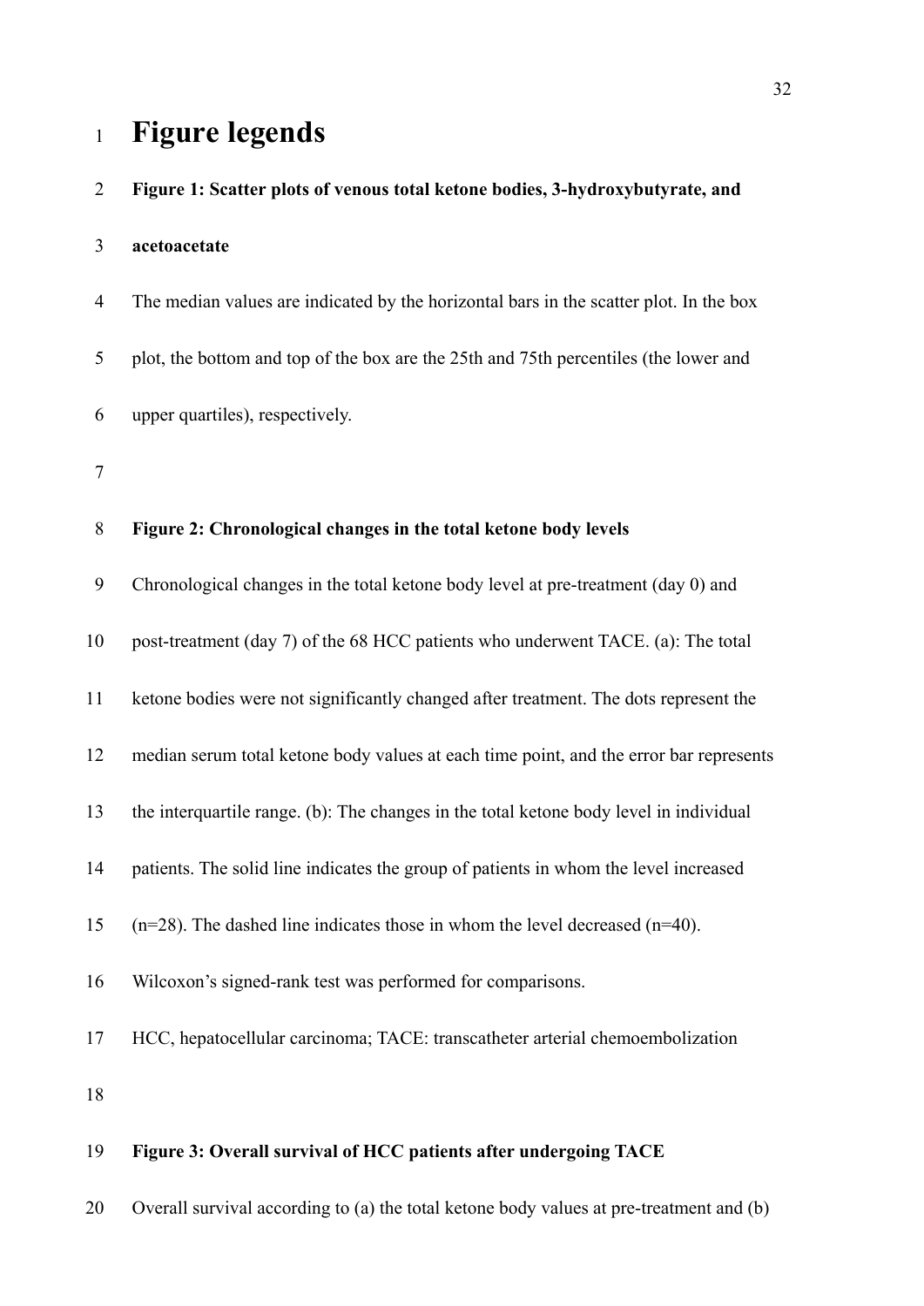# Figure legends

**Figure 1: Scatter plots of venous total ketone bodies, 3-hydroxybutyrate, and acetoacetate**

The median values are indicated by the horizontal bars in the scatter plot. In the box plot, the bottom and top of the box are the 25th and 75th percentiles (the lower and upper quartiles), respectively.

**Figure 2: Chronological changes in the total ketone body levels**

Chronological changes in the total ketone body level at pre-treatment (day 0) and post-treatment (day 7) of the 68 HCC patients who underwent TACE. (a): The total ketone bodies were not significantly changed after treatment. The dots represent the median serum total ketone body values at each time point, and the error bar represents the interquartile range. (b): The changes in the total ketone body level in individual patients. The solid line indicates the group of patients in whom the level increased (n=28). The dashed line indicates those in whom the level decreased (n=40). Wilcoxon's signed-rank test was performed for comparisons.

HCC, hepatocellular carcinoma; TACE: transcatheter arterial chemoembolization

**Figure 3: Overall survival of HCC patients after undergoing TACE**

Overall survival according to (a) the total ketone body values at pre-treatment and (b)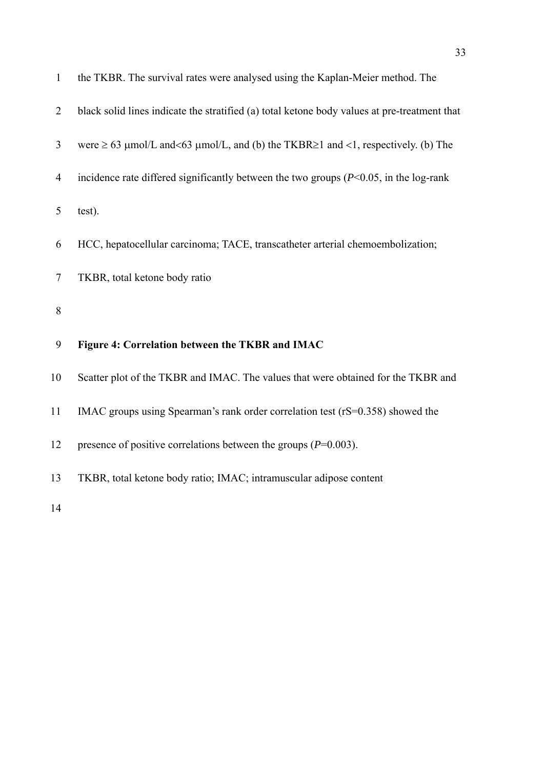the TKBR. The survival rates were analysed using the Kaplan-Meier method. The black solid lines indicate the stratified (a) total ketone body values at pre-treatment that were ≥ 63 μmol/L and<63 μmol/L, and (b) the TKBR≥1 and <1, respectively. (b) The incidence rate differed significantly between the two groups (*P*<0.05, in the log-rank test).

HCC, hepatocellular carcinoma; TACE, transcatheter arterial chemoembolization; TKBR, total ketone body ratio

**Figure 4: Correlation between the TKBR and IMAC**

Scatter plot of the TKBR and IMAC. The values that were obtained for the TKBR and IMAC groups using Spearman's rank order correlation test (rS=0.358) showed the presence of positive correlations between the groups (*P*=0.003).

TKBR, total ketone body ratio; IMAC; intramuscular adipose content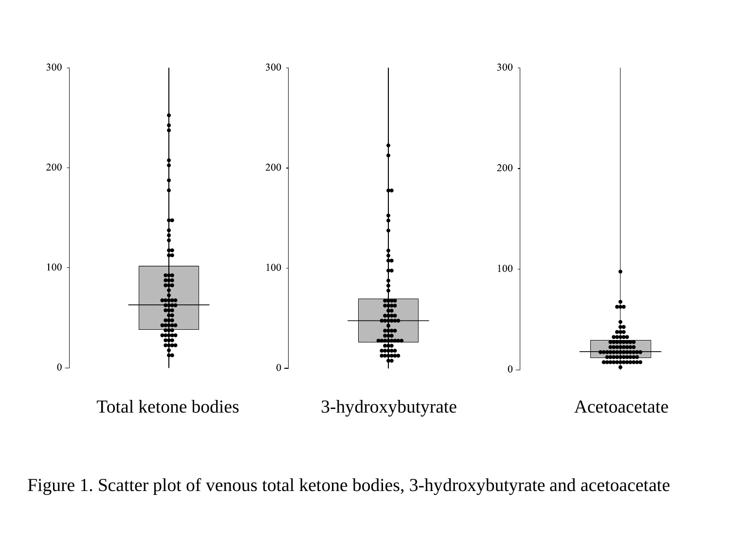Figure 1. Scatter plot of venous total ketone bodies, 3-hydroxybutyrate and acetoacetate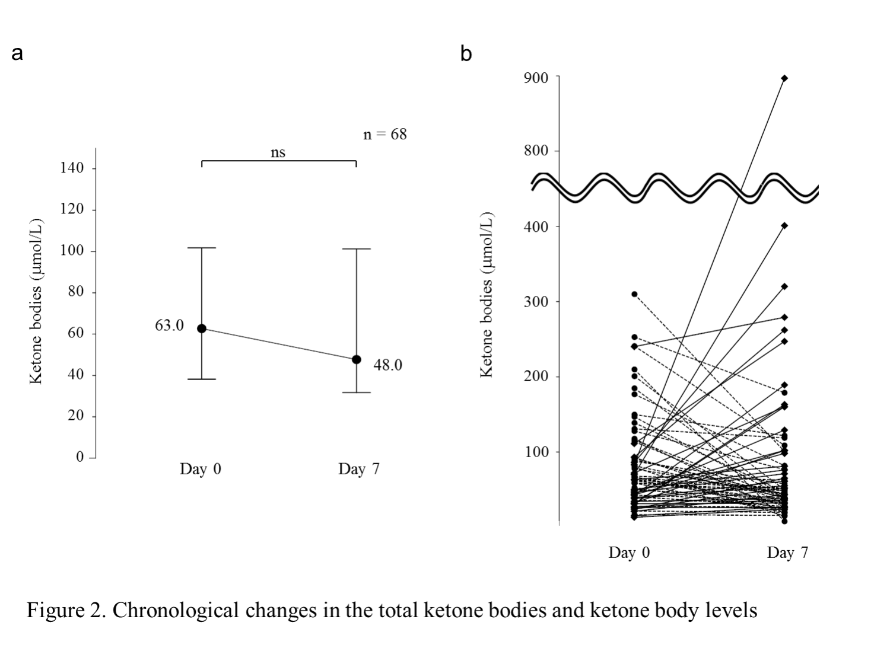Figure 2. Chronological changes in the total ketone bodies and ketone body levels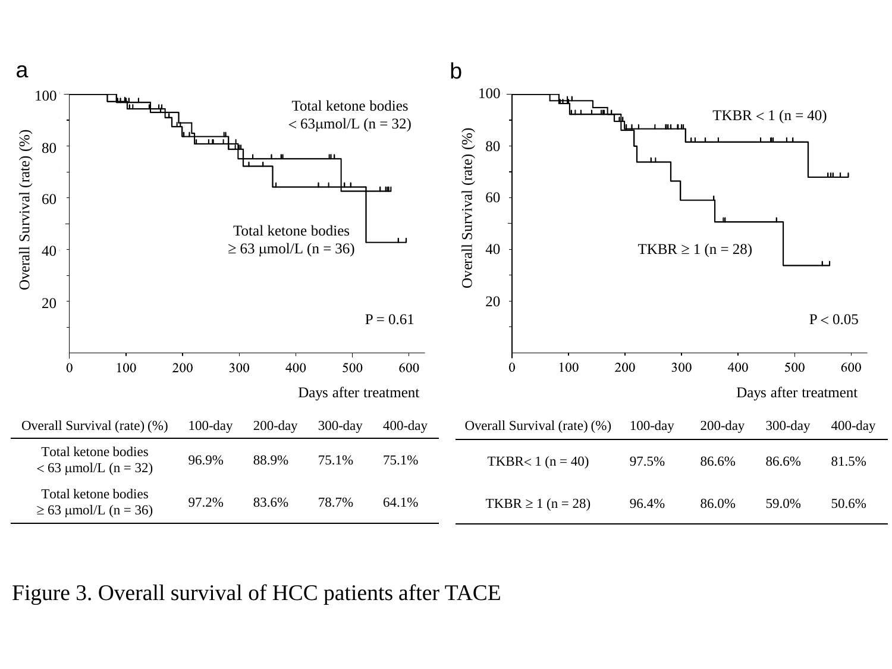a

| Overall Survival (rate) (%) | 100-day | 200-day | 300-day | 400-day |
|---|---|---|---|---|
| Total ketone bodies $< 63$ μmol/L (n = 32) | 96.9% | 88.9% | 75.1% | 75.1% |
| Total ketone bodies $\geq 63$ μmol/L (n = 36) | 97.2% | 83.6% | 78.7% | 64.1% |

b

| Overall Survival (rate) (%) | 100-day | 200-day | 300-day | 400-day |
|---|---|---|---|---|
| TKBR $< 1$ (n = 40) | 97.5% | 86.6% | 86.6% | 81.5% |
| TKBR $\geq 1$ (n = 28) | 96.4% | 86.0% | 59.0% | 50.6% |

Figure 3. Overall survival of HCC patients after TACE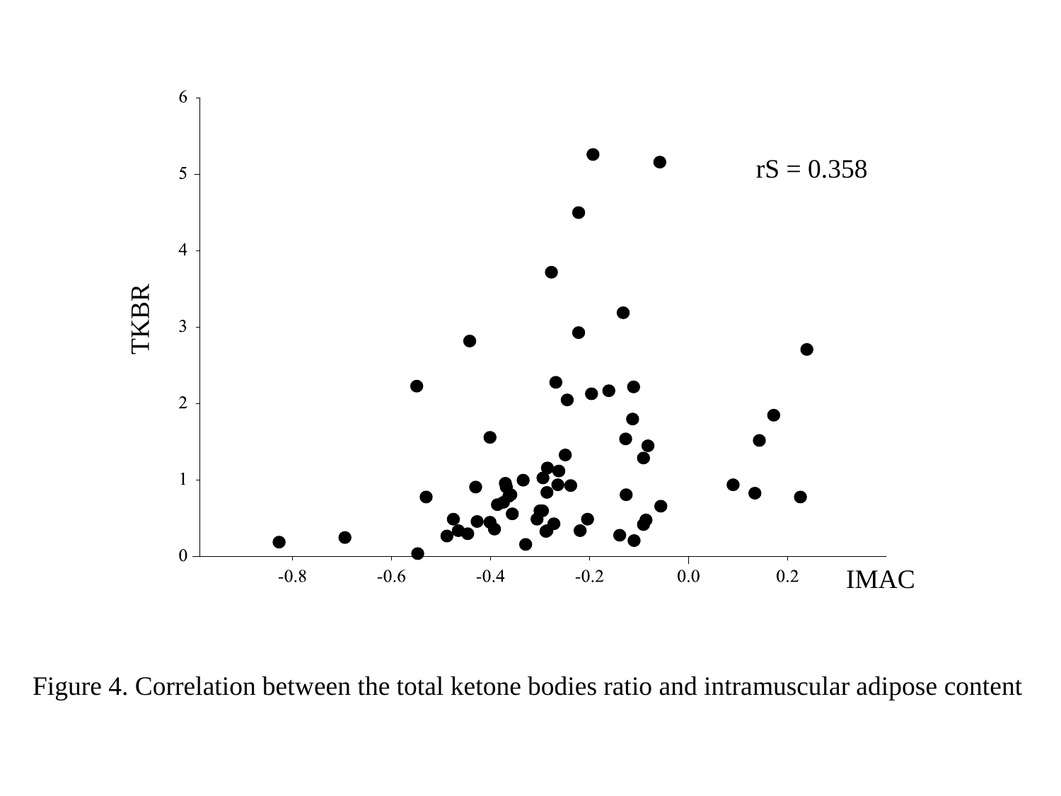6

5

4

3

2

1

0

TKBR

rS = 0.358

-0.8

-0.6

-0.4

-0.2

0.0

0.2

IMAC

Figure 4. Correlation between the total ketone bodies ratio and intramuscular adipose content